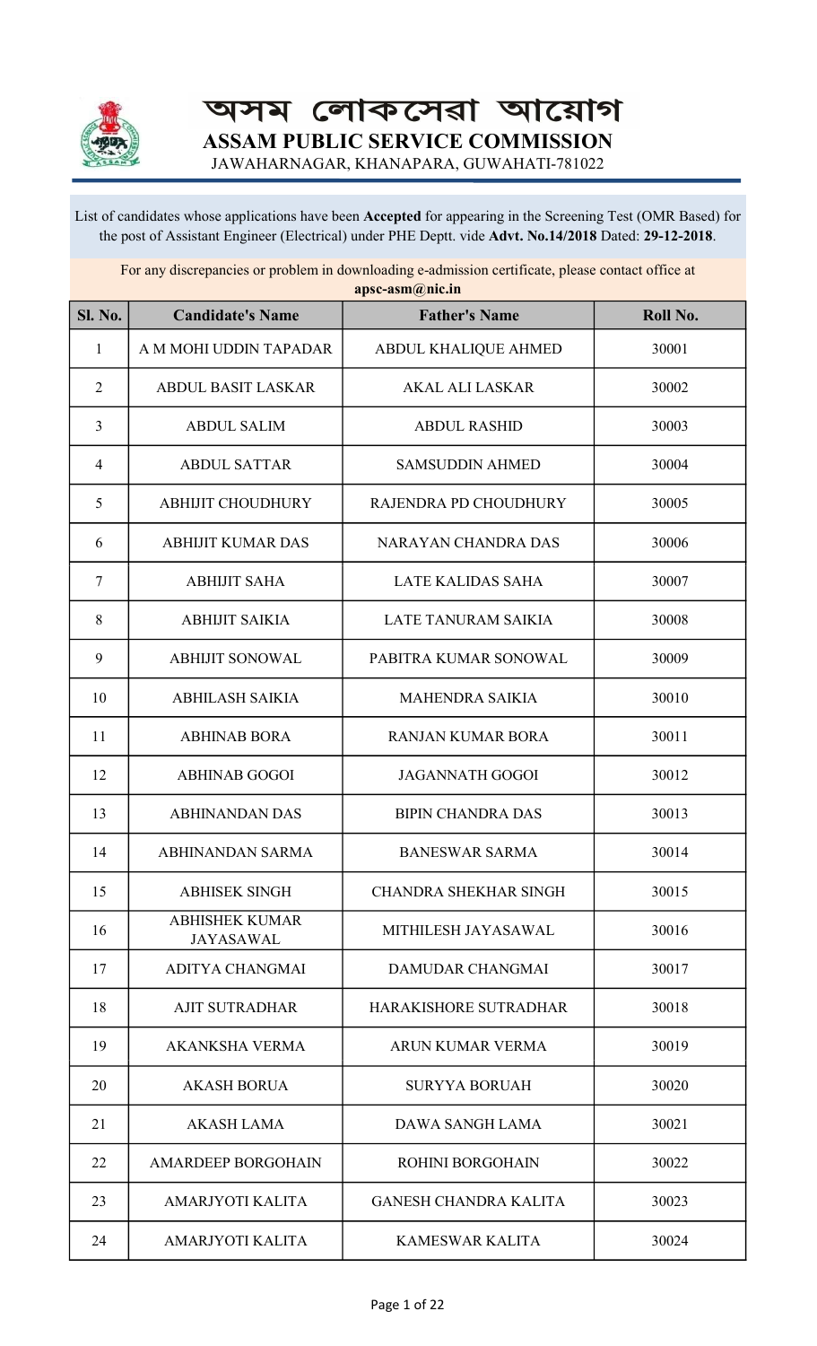# অসম লোকসেৱা আয়োগ

# ASSAM PUBLIC SERVICE COMMISSION

JAWAHARNAGAR, KHANAPARA, GUWAHATI-781022

List of candidates whose applications have been **Accepted** for appearing in the Screening Test (OMR Based) for the post of Assistant Engineer (Electrical) under PHE Deptt. vide **Advt. No.14/2018** Dated: **29-12-2018**.

For any discrepancies or problem in downloading e-admission certificate, please contact office at **apsc-asm@nic.in**

| Sl. No. | Candidate's Name | Father's Name | Roll No. |
|---|---|---|---|
| 1 | A M MOHI UDDIN TAPADAR | ABDUL KHALIQUE AHMED | 30001 |
| 2 | ABDUL BASIT LASKAR | AKAL ALI LASKAR | 30002 |
| 3 | ABDUL SALIM | ABDUL RASHID | 30003 |
| 4 | ABDUL SATTAR | SAMSUDDIN AHMED | 30004 |
| 5 | ABHIJIT CHOUDHURY | RAJENDRA PD CHOUDHURY | 30005 |
| 6 | ABHIJIT KUMAR DAS | NARAYAN CHANDRA DAS | 30006 |
| 7 | ABHIJIT SAHA | LATE KALIDAS SAHA | 30007 |
| 8 | ABHIJIT SAIKIA | LATE TANURAM SAIKIA | 30008 |
| 9 | ABHIJIT SONOWAL | PABITRA KUMAR SONOWAL | 30009 |
| 10 | ABHILASH SAIKIA | MAHENDRA SAIKIA | 30010 |
| 11 | ABHINAB BORA | RANJAN KUMAR BORA | 30011 |
| 12 | ABHINAB GOGOI | JAGANNATH GOGOI | 30012 |
| 13 | ABHINANDAN DAS | BIPIN CHANDRA DAS | 30013 |
| 14 | ABHINANDAN SARMA | BANESWAR SARMA | 30014 |
| 15 | ABHISEK SINGH | CHANDRA SHEKHAR SINGH | 30015 |
| 16 | ABHISHEK KUMAR JAYASAWAL | MITHILESH JAYASAWAL | 30016 |
| 17 | ADITYA CHANGMAI | DAMUDAR CHANGMAI | 30017 |
| 18 | AJIT SUTRADHAR | HARAKISHORE SUTRADHAR | 30018 |
| 19 | AKANKSHA VERMA | ARUN KUMAR VERMA | 30019 |
| 20 | AKASH BORUA | SURYYA BORUAH | 30020 |
| 21 | AKASH LAMA | DAWA SANGH LAMA | 30021 |
| 22 | AMARDEEP BORGOHAIN | ROHINI BORGOHAIN | 30022 |
| 23 | AMARJYOTI KALITA | GANESH CHANDRA KALITA | 30023 |
| 24 | AMARJYOTI KALITA | KAMESWAR KALITA | 30024 |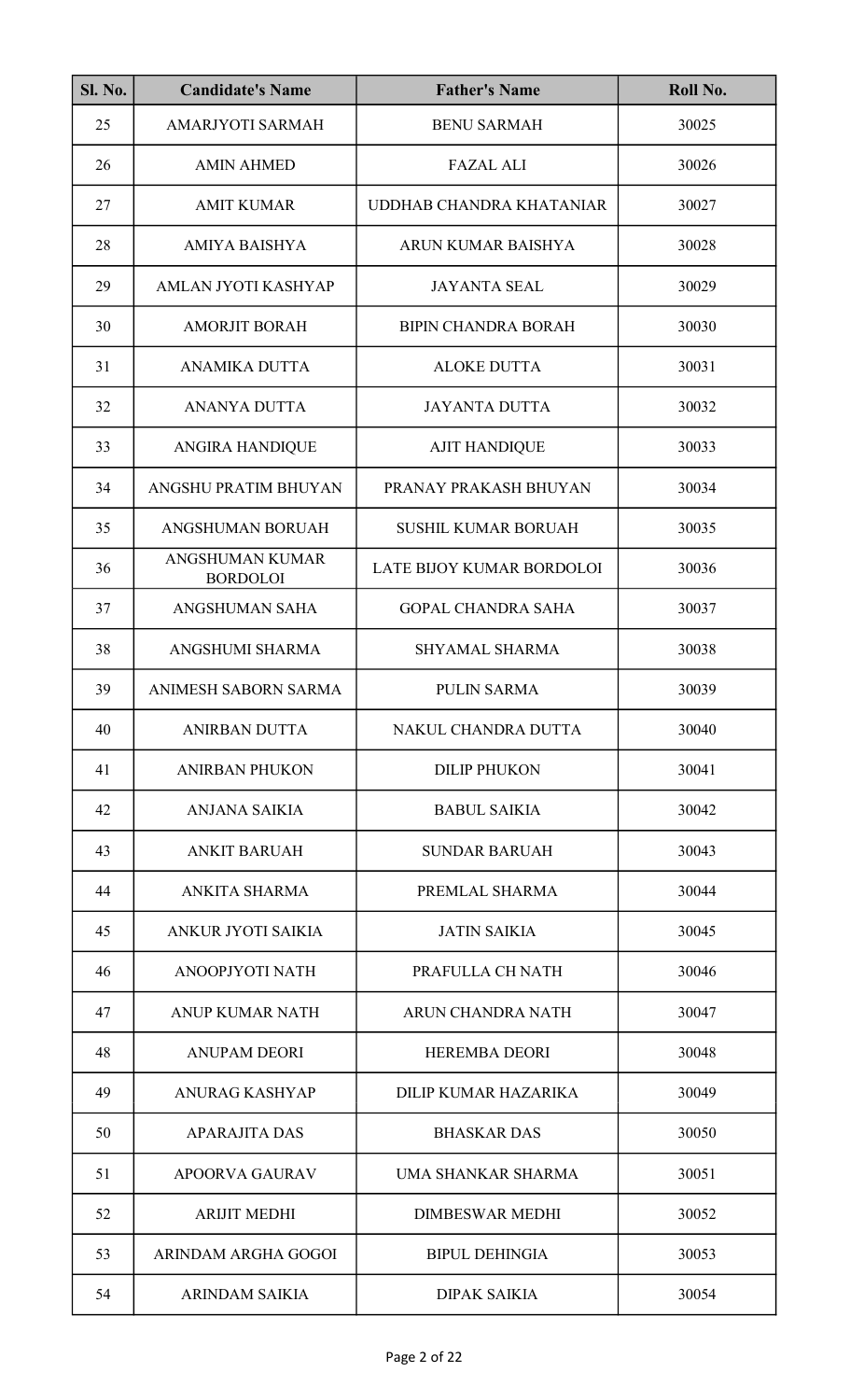| Sl. No. | Candidate's Name | Father's Name | Roll No. |
|---|---|---|---|
| 25 | AMARJYOTI SARMAH | BENU SARMAH | 30025 |
| 26 | AMIN AHMED | FAZAL ALI | 30026 |
| 27 | AMIT KUMAR | UDDHAB CHANDRA KHATANIAR | 30027 |
| 28 | AMIYA BAISHYA | ARUN KUMAR BAISHYA | 30028 |
| 29 | AMLAN JYOTI KASHYAP | JAYANTA SEAL | 30029 |
| 30 | AMORJIT BORAH | BIPIN CHANDRA BORAH | 30030 |
| 31 | ANAMIKA DUTTA | ALOKE DUTTA | 30031 |
| 32 | ANANYA DUTTA | JAYANTA DUTTA | 30032 |
| 33 | ANGIRA HANDIQUE | AJIT HANDIQUE | 30033 |
| 34 | ANGSHU PRATIM BHUYAN | PRANAY PRAKASH BHUYAN | 30034 |
| 35 | ANGSHUMAN BORUAH | SUSHIL KUMAR BORUAH | 30035 |
| 36 | ANGSHUMAN KUMAR BORDOLOI | LATE BIJOY KUMAR BORDOLOI | 30036 |
| 37 | ANGSHUMAN SAHA | GOPAL CHANDRA SAHA | 30037 |
| 38 | ANGSHUMI SHARMA | SHYAMAL SHARMA | 30038 |
| 39 | ANIMESH SABORN SARMA | PULIN SARMA | 30039 |
| 40 | ANIRBAN DUTTA | NAKUL CHANDRA DUTTA | 30040 |
| 41 | ANIRBAN PHUKON | DILIP PHUKON | 30041 |
| 42 | ANJANA SAIKIA | BABUL SAIKIA | 30042 |
| 43 | ANKIT BARUAH | SUNDAR BARUAH | 30043 |
| 44 | ANKITA SHARMA | PREMLAL SHARMA | 30044 |
| 45 | ANKUR JYOTI SAIKIA | JATIN SAIKIA | 30045 |
| 46 | ANOOPJYOTI NATH | PRAFULLA CH NATH | 30046 |
| 47 | ANUP KUMAR NATH | ARUN CHANDRA NATH | 30047 |
| 48 | ANUPAM DEORI | HEREMBA DEORI | 30048 |
| 49 | ANURAG KASHYAP | DILIP KUMAR HAZARIKA | 30049 |
| 50 | APARAJITA DAS | BHASKAR DAS | 30050 |
| 51 | APOORVA GAURAV | UMA SHANKAR SHARMA | 30051 |
| 52 | ARIJIT MEDHI | DIMBESWAR MEDHI | 30052 |
| 53 | ARINDAM ARGHA GOGOI | BIPUL DEHINGIA | 30053 |
| 54 | ARINDAM SAIKIA | DIPAK SAIKIA | 30054 |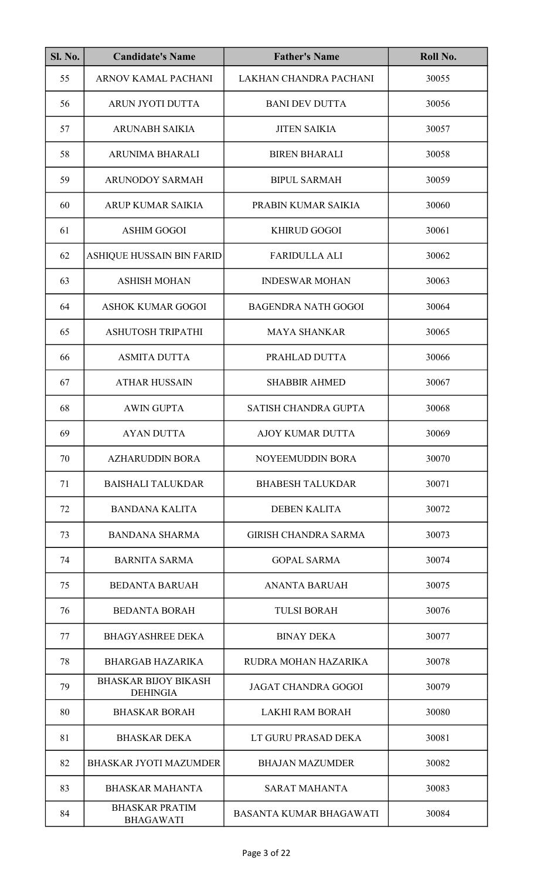| Sl. No. | Candidate's Name | Father's Name | Roll No. |
|---|---|---|---|
| 55 | ARNOV KAMAL PACHANI | LAKHAN CHANDRA PACHANI | 30055 |
| 56 | ARUN JYOTI DUTTA | BANI DEV DUTTA | 30056 |
| 57 | ARUNABH SAIKIA | JITEN SAIKIA | 30057 |
| 58 | ARUNIMA BHARALI | BIREN BHARALI | 30058 |
| 59 | ARUNODOY SARMAH | BIPUL SARMAH | 30059 |
| 60 | ARUP KUMAR SAIKIA | PRABIN KUMAR SAIKIA | 30060 |
| 61 | ASHIM GOGOI | KHIRUD GOGOI | 30061 |
| 62 | ASHIQUE HUSSAIN BIN FARID | FARIDULLA ALI | 30062 |
| 63 | ASHISH MOHAN | INDESWAR MOHAN | 30063 |
| 64 | ASHOK KUMAR GOGOI | BAGENDRA NATH GOGOI | 30064 |
| 65 | ASHUTOSH TRIPATHI | MAYA SHANKAR | 30065 |
| 66 | ASMITA DUTTA | PRAHLAD DUTTA | 30066 |
| 67 | ATHAR HUSSAIN | SHABBIR AHMED | 30067 |
| 68 | AWIN GUPTA | SATISH CHANDRA GUPTA | 30068 |
| 69 | AYAN DUTTA | AJOY KUMAR DUTTA | 30069 |
| 70 | AZHARUDDIN BORA | NOYEEMUDDIN BORA | 30070 |
| 71 | BAISHALI TALUKDAR | BHABESH TALUKDAR | 30071 |
| 72 | BANDANA KALITA | DEBEN KALITA | 30072 |
| 73 | BANDANA SHARMA | GIRISH CHANDRA SARMA | 30073 |
| 74 | BARNITA SARMA | GOPAL SARMA | 30074 |
| 75 | BEDANTA BARUAH | ANANTA BARUAH | 30075 |
| 76 | BEDANTA BORAH | TULSI BORAH | 30076 |
| 77 | BHAGYASHREE DEKA | BINAY DEKA | 30077 |
| 78 | BHARGAB HAZARIKA | RUDRA MOHAN HAZARIKA | 30078 |
| 79 | BHASKAR BIJOY BIKASH DEHINGIA | JAGAT CHANDRA GOGOI | 30079 |
| 80 | BHASKAR BORAH | LAKHI RAM BORAH | 30080 |
| 81 | BHASKAR DEKA | LT GURU PRASAD DEKA | 30081 |
| 82 | BHASKAR JYOTI MAZUMDER | BHAJAN MAZUMDER | 30082 |
| 83 | BHASKAR MAHANTA | SARAT MAHANTA | 30083 |
| 84 | BHASKAR PRATIM BHAGAWATI | BASANTA KUMAR BHAGAWATI | 30084 |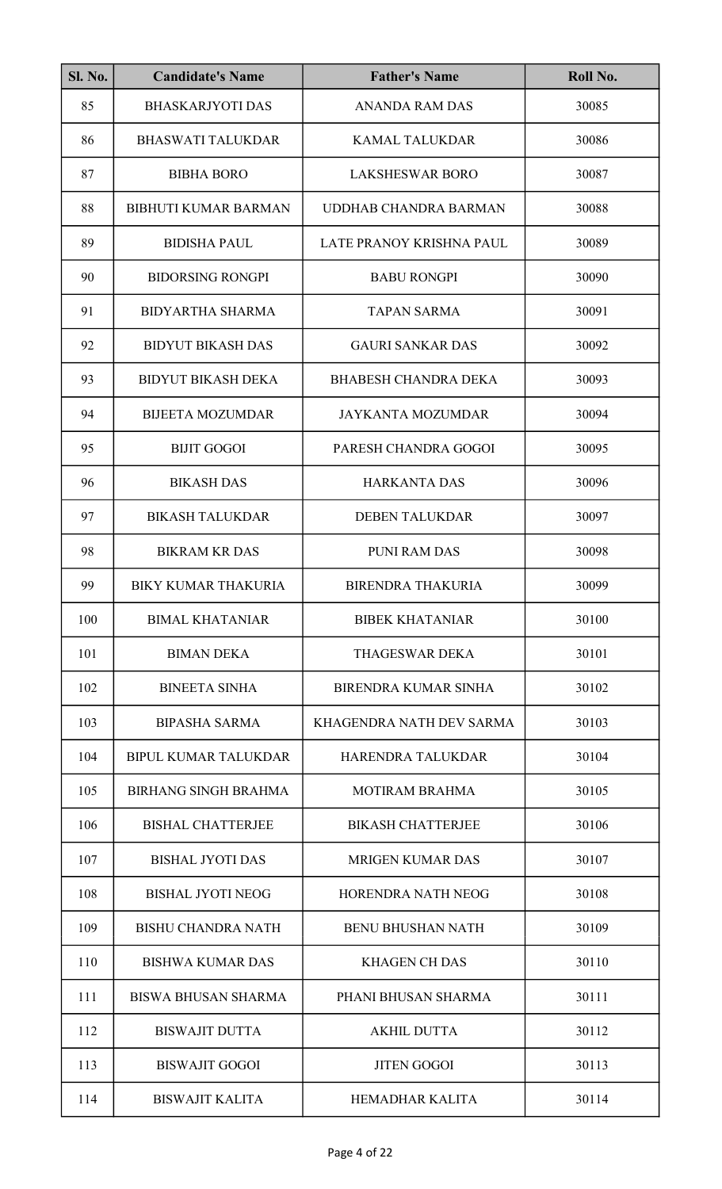| Sl. No. | Candidate's Name | Father's Name | Roll No. |
|---|---|---|---|
| 85 | BHASKARJYOTI DAS | ANANDA RAM DAS | 30085 |
| 86 | BHASWATI TALUKDAR | KAMAL TALUKDAR | 30086 |
| 87 | BIBHA BORO | LAKSHESWAR BORO | 30087 |
| 88 | BIBHUTI KUMAR BARMAN | UDDHAB CHANDRA BARMAN | 30088 |
| 89 | BIDISHA PAUL | LATE PRANOY KRISHNA PAUL | 30089 |
| 90 | BIDORSING RONGPI | BABU RONGPI | 30090 |
| 91 | BIDYARTHA SHARMA | TAPAN SARMA | 30091 |
| 92 | BIDYUT BIKASH DAS | GAURI SANKAR DAS | 30092 |
| 93 | BIDYUT BIKASH DEKA | BHABESH CHANDRA DEKA | 30093 |
| 94 | BIJEETA MOZUMDAR | JAYKANTA MOZUMDAR | 30094 |
| 95 | BIJIT GOGOI | PARESH CHANDRA GOGOI | 30095 |
| 96 | BIKASH DAS | HARKANTA DAS | 30096 |
| 97 | BIKASH TALUKDAR | DEBEN TALUKDAR | 30097 |
| 98 | BIKRAM KR DAS | PUNI RAM DAS | 30098 |
| 99 | BIKY KUMAR THAKURIA | BIRENDRA THAKURIA | 30099 |
| 100 | BIMAL KHATANIAR | BIBEK KHATANIAR | 30100 |
| 101 | BIMAN DEKA | THAGESWAR DEKA | 30101 |
| 102 | BINEETA SINHA | BIRENDRA KUMAR SINHA | 30102 |
| 103 | BIPASHA SARMA | KHAGENDRA NATH DEV SARMA | 30103 |
| 104 | BIPUL KUMAR TALUKDAR | HARENDRA TALUKDAR | 30104 |
| 105 | BIRHANG SINGH BRAHMA | MOTIRAM BRAHMA | 30105 |
| 106 | BISHAL CHATTERJEE | BIKASH CHATTERJEE | 30106 |
| 107 | BISHAL JYOTI DAS | MRIGEN KUMAR DAS | 30107 |
| 108 | BISHAL JYOTI NEOG | HORENDRA NATH NEOG | 30108 |
| 109 | BISHU CHANDRA NATH | BENU BHUSHAN NATH | 30109 |
| 110 | BISHWA KUMAR DAS | KHAGEN CH DAS | 30110 |
| 111 | BISWA BHUSAN SHARMA | PHANI BHUSAN SHARMA | 30111 |
| 112 | BISWAJIT DUTTA | AKHIL DUTTA | 30112 |
| 113 | BISWAJIT GOGOI | JITEN GOGOI | 30113 |
| 114 | BISWAJIT KALITA | HEMADHAR KALITA | 30114 |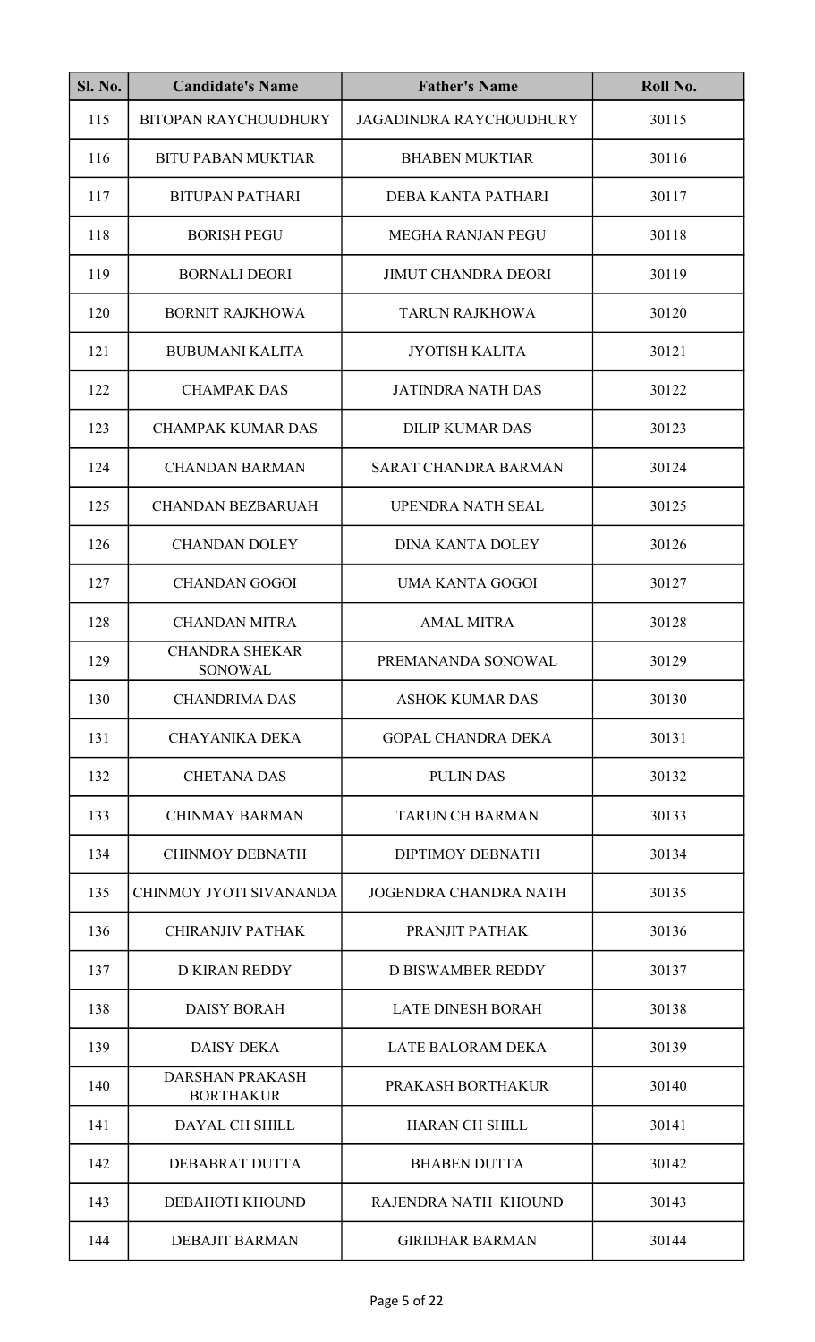| Sl. No. | Candidate's Name | Father's Name | Roll No. |
|---|---|---|---|
| 115 | BITOPAN RAYCHOUDHURY | JAGADINDRA RAYCHOUDHURY | 30115 |
| 116 | BITU PABAN MUKTIAR | BHABEN MUKTIAR | 30116 |
| 117 | BITUPAN PATHARI | DEBA KANTA PATHARI | 30117 |
| 118 | BORISH PEGU | MEGHA RANJAN PEGU | 30118 |
| 119 | BORNALI DEORI | JIMUT CHANDRA DEORI | 30119 |
| 120 | BORNIT RAJKHOWA | TARUN RAJKHOWA | 30120 |
| 121 | BUBUMANI KALITA | JYOTISH KALITA | 30121 |
| 122 | CHAMPAK DAS | JATINDRA NATH DAS | 30122 |
| 123 | CHAMPAK KUMAR DAS | DILIP KUMAR DAS | 30123 |
| 124 | CHANDAN BARMAN | SARAT CHANDRA BARMAN | 30124 |
| 125 | CHANDAN BEZBARUAH | UPENDRA NATH SEAL | 30125 |
| 126 | CHANDAN DOLEY | DINA KANTA DOLEY | 30126 |
| 127 | CHANDAN GOGOI | UMA KANTA GOGOI | 30127 |
| 128 | CHANDAN MITRA | AMAL MITRA | 30128 |
| 129 | CHANDRA SHEKAR SONOWAL | PREMANANDA SONOWAL | 30129 |
| 130 | CHANDRIMA DAS | ASHOK KUMAR DAS | 30130 |
| 131 | CHAYANIKA DEKA | GOPAL CHANDRA DEKA | 30131 |
| 132 | CHETANA DAS | PULIN DAS | 30132 |
| 133 | CHINMAY BARMAN | TARUN CH BARMAN | 30133 |
| 134 | CHINMOY DEBNATH | DIPTIMOY DEBNATH | 30134 |
| 135 | CHINMOY JYOTI SIVANANDA | JOGENDRA CHANDRA NATH | 30135 |
| 136 | CHIRANJIV PATHAK | PRANJIT PATHAK | 30136 |
| 137 | D KIRAN REDDY | D BISWAMBER REDDY | 30137 |
| 138 | DAISY BORAH | LATE DINESH BORAH | 30138 |
| 139 | DAISY DEKA | LATE BALORAM DEKA | 30139 |
| 140 | DARSHAN PRAKASH BORTHAKUR | PRAKASH BORTHAKUR | 30140 |
| 141 | DAYAL CH SHILL | HARAN CH SHILL | 30141 |
| 142 | DEBABRAT DUTTA | BHABEN DUTTA | 30142 |
| 143 | DEBAHOTI KHOUND | RAJENDRA NATH KHOUND | 30143 |
| 144 | DEBAJIT BARMAN | GIRIDHAR BARMAN | 30144 |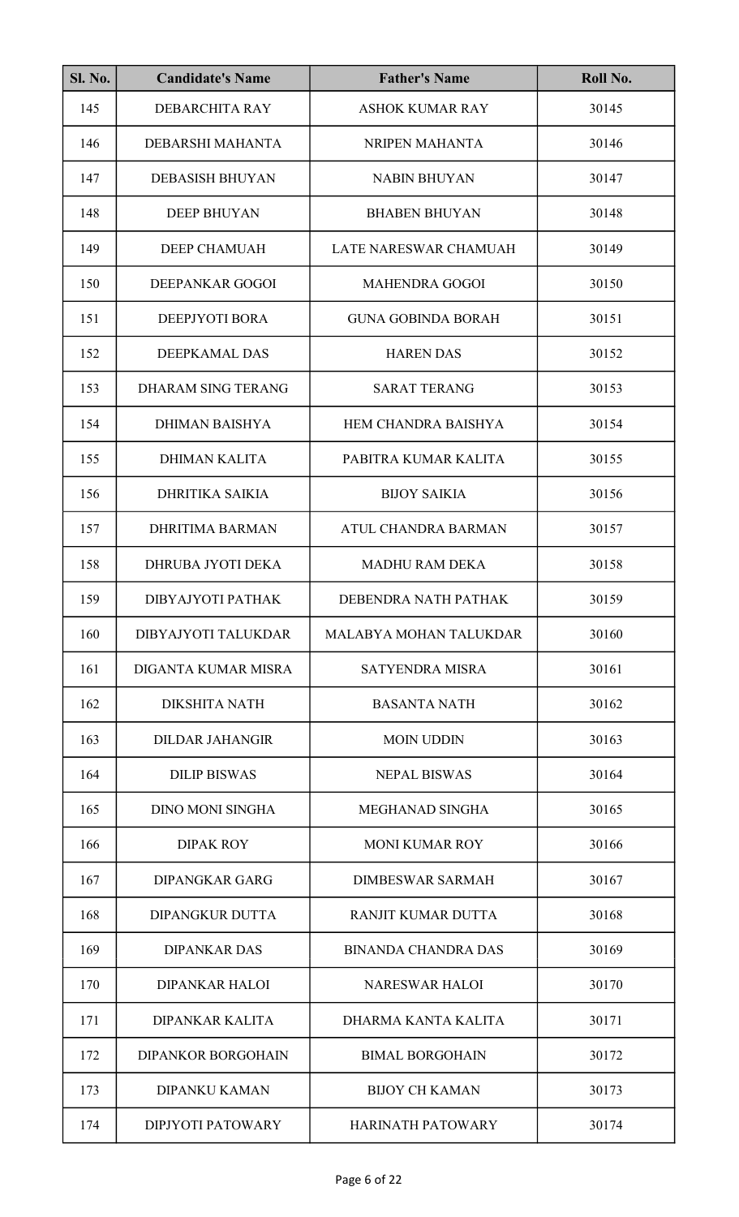| Sl. No. | Candidate's Name | Father's Name | Roll No. |
| --- | --- | --- | --- |
| 145 | DEBARCHITA RAY | ASHOK KUMAR RAY | 30145 |
| 146 | DEBARSHI MAHANTA | NRIPEN MAHANTA | 30146 |
| 147 | DEBASISH BHUYAN | NABIN BHUYAN | 30147 |
| 148 | DEEP BHUYAN | BHABEN BHUYAN | 30148 |
| 149 | DEEP CHAMUAH | LATE NARESWAR CHAMUAH | 30149 |
| 150 | DEEPANKAR GOGOI | MAHENDRA GOGOI | 30150 |
| 151 | DEEPJYOTI BORA | GUNA GOBINDA BORAH | 30151 |
| 152 | DEEPKAMAL DAS | HAREN DAS | 30152 |
| 153 | DHARAM SING TERANG | SARAT TERANG | 30153 |
| 154 | DHIMAN BAISHYA | HEM CHANDRA BAISHYA | 30154 |
| 155 | DHIMAN KALITA | PABITRA KUMAR KALITA | 30155 |
| 156 | DHRITIKA SAIKIA | BIJOY SAIKIA | 30156 |
| 157 | DHRITIMA BARMAN | ATUL CHANDRA BARMAN | 30157 |
| 158 | DHRUBA JYOTI DEKA | MADHU RAM DEKA | 30158 |
| 159 | DIBYAJYOTI PATHAK | DEBENDRA NATH PATHAK | 30159 |
| 160 | DIBYAJYOTI TALUKDAR | MALABYA MOHAN TALUKDAR | 30160 |
| 161 | DIGANTA KUMAR MISRA | SATYENDRA MISRA | 30161 |
| 162 | DIKSHITA NATH | BASANTA NATH | 30162 |
| 163 | DILDAR JAHANGIR | MOIN UDDIN | 30163 |
| 164 | DILIP BISWAS | NEPAL BISWAS | 30164 |
| 165 | DINO MONI SINGHA | MEGHANAD SINGHA | 30165 |
| 166 | DIPAK ROY | MONI KUMAR ROY | 30166 |
| 167 | DIPANGKAR GARG | DIMBESWAR SARMAH | 30167 |
| 168 | DIPANGKUR DUTTA | RANJIT KUMAR DUTTA | 30168 |
| 169 | DIPANKAR DAS | BINANDA CHANDRA DAS | 30169 |
| 170 | DIPANKAR HALOI | NARESWAR HALOI | 30170 |
| 171 | DIPANKAR KALITA | DHARMA KANTA KALITA | 30171 |
| 172 | DIPANKOR BORGOHAIN | BIMAL BORGOHAIN | 30172 |
| 173 | DIPANKU KAMAN | BIJOY CH KAMAN | 30173 |
| 174 | DIPJYOTI PATOWARY | HARINATH PATOWARY | 30174 |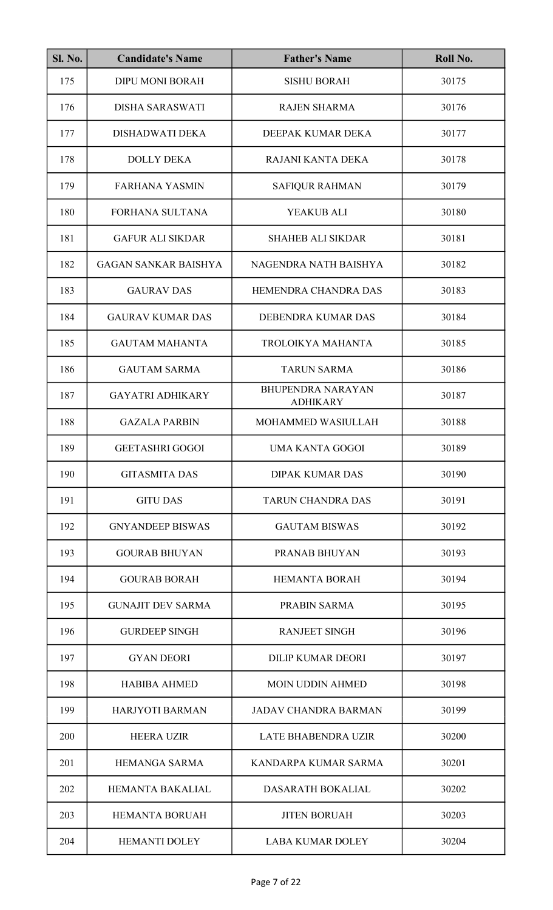| Sl. No. | Candidate's Name | Father's Name | Roll No. |
|---|---|---|---|
| 175 | DIPU MONI BORAH | SISHU BORAH | 30175 |
| 176 | DISHA SARASWATI | RAJEN SHARMA | 30176 |
| 177 | DISHADWATI DEKA | DEEPAK KUMAR DEKA | 30177 |
| 178 | DOLLY DEKA | RAJANI KANTA DEKA | 30178 |
| 179 | FARHANA YASMIN | SAFIQUR RAHMAN | 30179 |
| 180 | FORHANA SULTANA | YEAKUB ALI | 30180 |
| 181 | GAFUR ALI SIKDAR | SHAHEB ALI SIKDAR | 30181 |
| 182 | GAGAN SANKAR BAISHYA | NAGENDRA NATH BAISHYA | 30182 |
| 183 | GAURAV DAS | HEMENDRA CHANDRA DAS | 30183 |
| 184 | GAURAV KUMAR DAS | DEBENDRA KUMAR DAS | 30184 |
| 185 | GAUTAM MAHANTA | TROLOIKYA MAHANTA | 30185 |
| 186 | GAUTAM SARMA | TARUN SARMA | 30186 |
| 187 | GAYATRI ADHIKARY | BHUPENDRA NARAYAN ADHIKARY | 30187 |
| 188 | GAZALA PARBIN | MOHAMMED WASIULLAH | 30188 |
| 189 | GEETASHRI GOGOI | UMA KANTA GOGOI | 30189 |
| 190 | GITASMITA DAS | DIPAK KUMAR DAS | 30190 |
| 191 | GITU DAS | TARUN CHANDRA DAS | 30191 |
| 192 | GNYANDEEP BISWAS | GAUTAM BISWAS | 30192 |
| 193 | GOURAB BHUYAN | PRANAB BHUYAN | 30193 |
| 194 | GOURAB BORAH | HEMANTA BORAH | 30194 |
| 195 | GUNAJIT DEV SARMA | PRABIN SARMA | 30195 |
| 196 | GURDEEP SINGH | RANJEET SINGH | 30196 |
| 197 | GYAN DEORI | DILIP KUMAR DEORI | 30197 |
| 198 | HABIBA AHMED | MOIN UDDIN AHMED | 30198 |
| 199 | HARJYOTI BARMAN | JADAV CHANDRA BARMAN | 30199 |
| 200 | HEERA UZIR | LATE BHABENDRA UZIR | 30200 |
| 201 | HEMANGA SARMA | KANDARPA KUMAR SARMA | 30201 |
| 202 | HEMANTA BAKALIAL | DASARATH BOKALIAL | 30202 |
| 203 | HEMANTA BORUAH | JITEN BORUAH | 30203 |
| 204 | HEMANTI DOLEY | LABA KUMAR DOLEY | 30204 |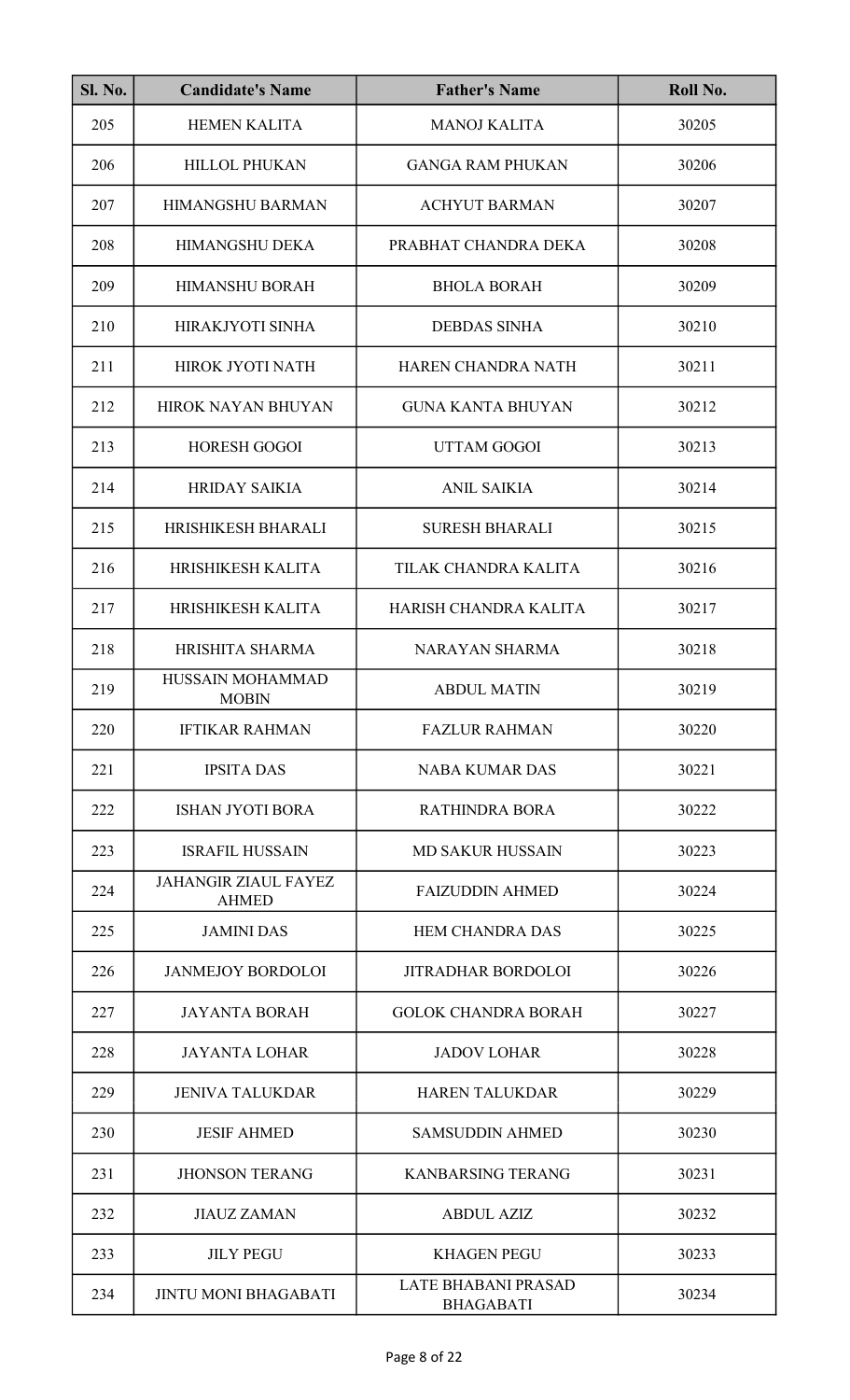| Sl. No. | Candidate's Name | Father's Name | Roll No. |
|---|---|---|---|
| 205 | HEMEN KALITA | MANOJ KALITA | 30205 |
| 206 | HILLOL PHUKAN | GANGA RAM PHUKAN | 30206 |
| 207 | HIMANGSHU BARMAN | ACHYUT BARMAN | 30207 |
| 208 | HIMANGSHU DEKA | PRABHAT CHANDRA DEKA | 30208 |
| 209 | HIMANSHU BORAH | BHOLA BORAH | 30209 |
| 210 | HIRAKJYOTI SINHA | DEBDAS SINHA | 30210 |
| 211 | HIROK JYOTI NATH | HAREN CHANDRA NATH | 30211 |
| 212 | HIROK NAYAN BHUYAN | GUNA KANTA BHUYAN | 30212 |
| 213 | HORESH GOGOI | UTTAM GOGOI | 30213 |
| 214 | HRIDAY SAIKIA | ANIL SAIKIA | 30214 |
| 215 | HRISHIKESH BHARALI | SURESH BHARALI | 30215 |
| 216 | HRISHIKESH KALITA | TILAK CHANDRA KALITA | 30216 |
| 217 | HRISHIKESH KALITA | HARISH CHANDRA KALITA | 30217 |
| 218 | HRISHITA SHARMA | NARAYAN SHARMA | 30218 |
| 219 | HUSSAIN MOHAMMAD MOBIN | ABDUL MATIN | 30219 |
| 220 | IFTIKAR RAHMAN | FAZLUR RAHMAN | 30220 |
| 221 | IPSITA DAS | NABA KUMAR DAS | 30221 |
| 222 | ISHAN JYOTI BORA | RATHINDRA BORA | 30222 |
| 223 | ISRAFIL HUSSAIN | MD SAKUR HUSSAIN | 30223 |
| 224 | JAHANGIR ZIAUL FAYEZ AHMED | FAIZUDDIN AHMED | 30224 |
| 225 | JAMINI DAS | HEM CHANDRA DAS | 30225 |
| 226 | JANMEJOY BORDOLOI | JITRADHAR BORDOLOI | 30226 |
| 227 | JAYANTA BORAH | GOLOK CHANDRA BORAH | 30227 |
| 228 | JAYANTA LOHAR | JADOV LOHAR | 30228 |
| 229 | JENIVA TALUKDAR | HAREN TALUKDAR | 30229 |
| 230 | JESIF AHMED | SAMSUDDIN AHMED | 30230 |
| 231 | JHONSON TERANG | KANBARSING TERANG | 30231 |
| 232 | JIAUZ ZAMAN | ABDUL AZIZ | 30232 |
| 233 | JILY PEGU | KHAGEN PEGU | 30233 |
| 234 | JINTU MONI BHAGABATI | LATE BHABANI PRASAD BHAGABATI | 30234 |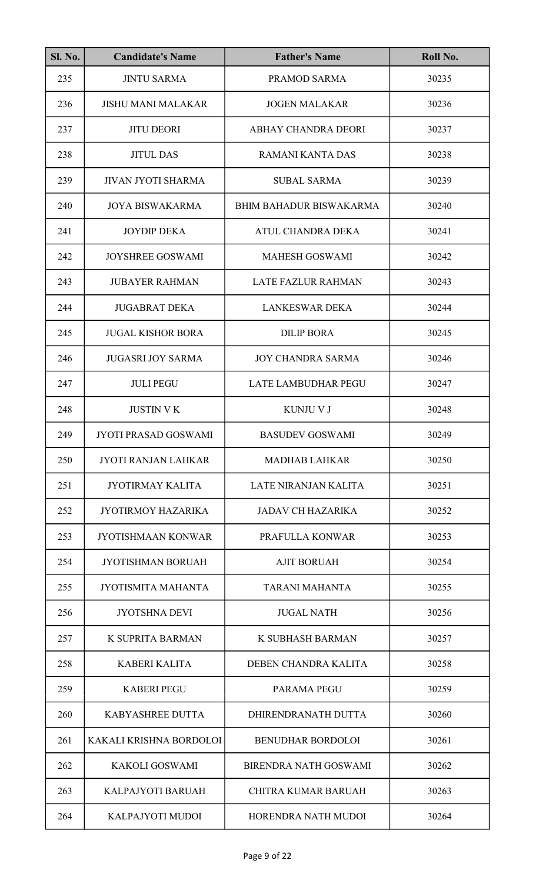| Sl. No. | Candidate's Name | Father's Name | Roll No. |
|---|---|---|---|
| 235 | JINTU SARMA | PRAMOD SARMA | 30235 |
| 236 | JISHU MANI MALAKAR | JOGEN MALAKAR | 30236 |
| 237 | JITU DEORI | ABHAY CHANDRA DEORI | 30237 |
| 238 | JITUL DAS | RAMANI KANTA DAS | 30238 |
| 239 | JIVAN JYOTI SHARMA | SUBAL SARMA | 30239 |
| 240 | JOYA BISWAKARMA | BHIM BAHADUR BISWAKARMA | 30240 |
| 241 | JOYDIP DEKA | ATUL CHANDRA DEKA | 30241 |
| 242 | JOYSHREE GOSWAMI | MAHESH GOSWAMI | 30242 |
| 243 | JUBAYER RAHMAN | LATE FAZLUR RAHMAN | 30243 |
| 244 | JUGABRAT DEKA | LANKESWAR DEKA | 30244 |
| 245 | JUGAL KISHOR BORA | DILIP BORA | 30245 |
| 246 | JUGASRI JOY SARMA | JOY CHANDRA SARMA | 30246 |
| 247 | JULI PEGU | LATE LAMBUDHAR PEGU | 30247 |
| 248 | JUSTIN V K | KUNJU V J | 30248 |
| 249 | JYOTI PRASAD GOSWAMI | BASUDEV GOSWAMI | 30249 |
| 250 | JYOTI RANJAN LAHKAR | MADHAB LAHKAR | 30250 |
| 251 | JYOTIRMAY KALITA | LATE NIRANJAN KALITA | 30251 |
| 252 | JYOTIRMOY HAZARIKA | JADAV CH HAZARIKA | 30252 |
| 253 | JYOTISHMAAN KONWAR | PRAFULLA KONWAR | 30253 |
| 254 | JYOTISHMAN BORUAH | AJIT BORUAH | 30254 |
| 255 | JYOTISMITA MAHANTA | TARANI MAHANTA | 30255 |
| 256 | JYOTSHNA DEVI | JUGAL NATH | 30256 |
| 257 | K SUPRITA BARMAN | K SUBHASH BARMAN | 30257 |
| 258 | KABERI KALITA | DEBEN CHANDRA KALITA | 30258 |
| 259 | KABERI PEGU | PARAMA PEGU | 30259 |
| 260 | KABYASHREE DUTTA | DHIRENDRANATH DUTTA | 30260 |
| 261 | KAKALI KRISHNA BORDOLOI | BENUDHAR BORDOLOI | 30261 |
| 262 | KAKOLI GOSWAMI | BIRENDRA NATH GOSWAMI | 30262 |
| 263 | KALPAJYOTI BARUAH | CHITRA KUMAR BARUAH | 30263 |
| 264 | KALPAJYOTI MUDOI | HORENDRA NATH MUDOI | 30264 |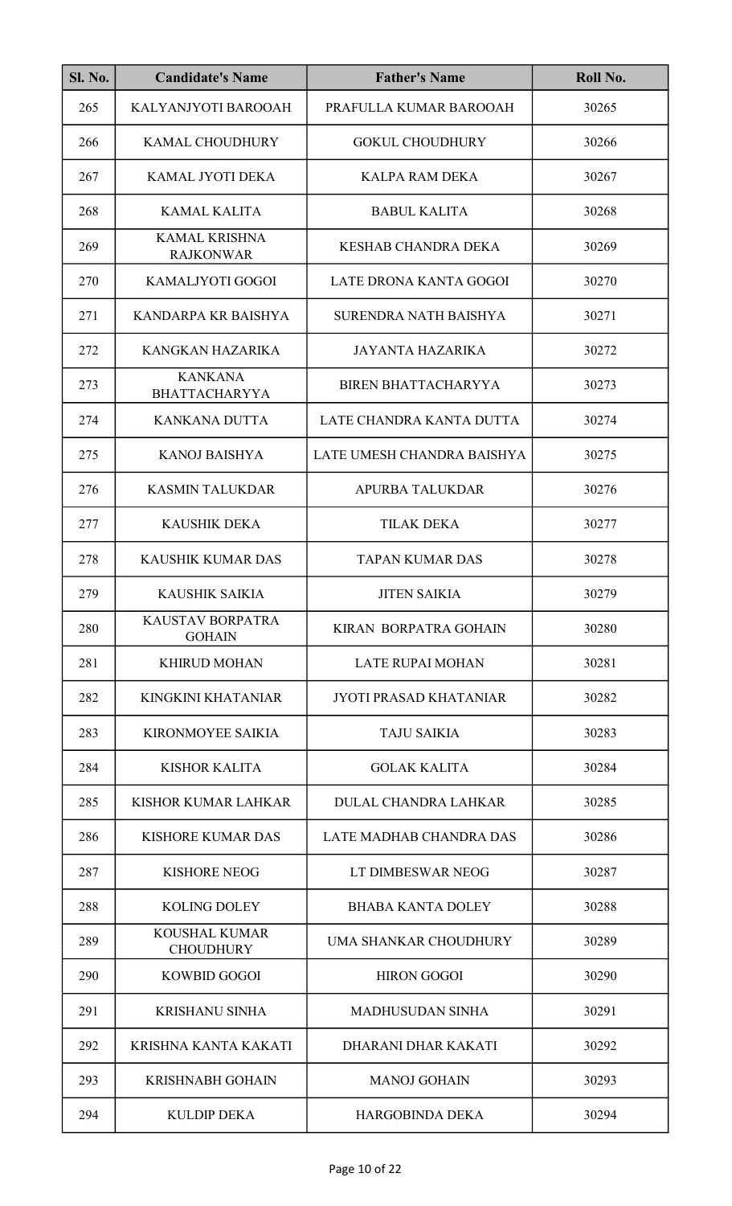| Sl. No. | Candidate's Name | Father's Name | Roll No. |
|---|---|---|---|
| 265 | KALYANJYOTI BAROOAH | PRAFULLA KUMAR BAROOAH | 30265 |
| 266 | KAMAL CHOUDHURY | GOKUL CHOUDHURY | 30266 |
| 267 | KAMAL JYOTI DEKA | KALPA RAM DEKA | 30267 |
| 268 | KAMAL KALITA | BABUL KALITA | 30268 |
| 269 | KAMAL KRISHNA RAJKONWAR | KESHAB CHANDRA DEKA | 30269 |
| 270 | KAMALJYOTI GOGOI | LATE DRONA KANTA GOGOI | 30270 |
| 271 | KANDARPA KR BAISHYA | SURENDRA NATH BAISHYA | 30271 |
| 272 | KANGKAN HAZARIKA | JAYANTA HAZARIKA | 30272 |
| 273 | KANKANA BHATTACHARYYA | BIREN BHATTACHARYYA | 30273 |
| 274 | KANKANA DUTTA | LATE CHANDRA KANTA DUTTA | 30274 |
| 275 | KANOJ BAISHYA | LATE UMESH CHANDRA BAISHYA | 30275 |
| 276 | KASMIN TALUKDAR | APURBA TALUKDAR | 30276 |
| 277 | KAUSHIK DEKA | TILAK DEKA | 30277 |
| 278 | KAUSHIK KUMAR DAS | TAPAN KUMAR DAS | 30278 |
| 279 | KAUSHIK SAIKIA | JITEN SAIKIA | 30279 |
| 280 | KAUSTAV BORPATRA GOHAIN | KIRAN BORPATRA GOHAIN | 30280 |
| 281 | KHIRUD MOHAN | LATE RUPAI MOHAN | 30281 |
| 282 | KINGKINI KHATANIAR | JYOTI PRASAD KHATANIAR | 30282 |
| 283 | KIRONMOYEE SAIKIA | TAJU SAIKIA | 30283 |
| 284 | KISHOR KALITA | GOLAK KALITA | 30284 |
| 285 | KISHOR KUMAR LAHKAR | DULAL CHANDRA LAHKAR | 30285 |
| 286 | KISHORE KUMAR DAS | LATE MADHAB CHANDRA DAS | 30286 |
| 287 | KISHORE NEOG | LT DIMBESWAR NEOG | 30287 |
| 288 | KOLING DOLEY | BHABA KANTA DOLEY | 30288 |
| 289 | KOUSHAL KUMAR CHOUDHURY | UMA SHANKAR CHOUDHURY | 30289 |
| 290 | KOWBID GOGOI | HIRON GOGOI | 30290 |
| 291 | KRISHANU SINHA | MADHUSUDAN SINHA | 30291 |
| 292 | KRISHNA KANTA KAKATI | DHARANI DHAR KAKATI | 30292 |
| 293 | KRISHNABH GOHAIN | MANOJ GOHAIN | 30293 |
| 294 | KULDIP DEKA | HARGOBINDA DEKA | 30294 |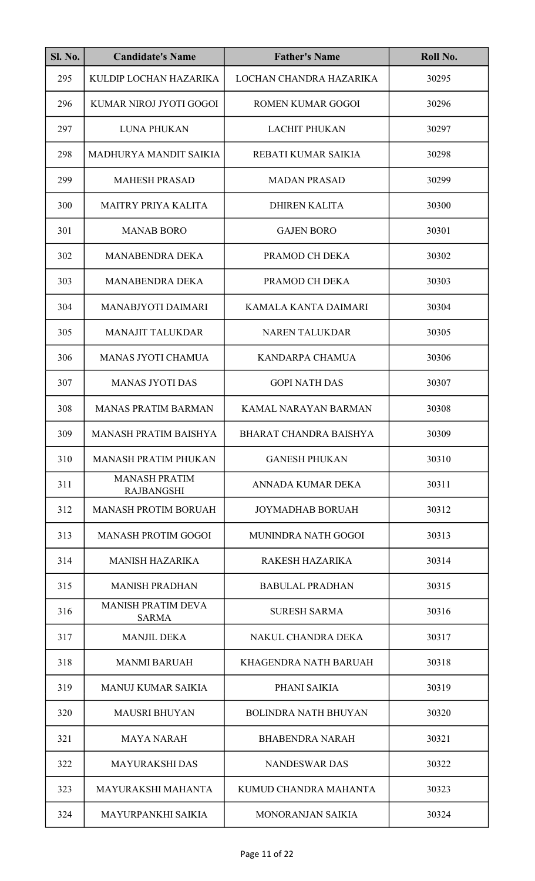| Sl. No. | Candidate's Name | Father's Name | Roll No. |
|---|---|---|---|
| 295 | KULDIP LOCHAN HAZARIKA | LOCHAN CHANDRA HAZARIKA | 30295 |
| 296 | KUMAR NIROJ JYOTI GOGOI | ROMEN KUMAR GOGOI | 30296 |
| 297 | LUNA PHUKAN | LACHIT PHUKAN | 30297 |
| 298 | MADHURYA MANDIT SAIKIA | REBATI KUMAR SAIKIA | 30298 |
| 299 | MAHESH PRASAD | MADAN PRASAD | 30299 |
| 300 | MAITRY PRIYA KALITA | DHIREN KALITA | 30300 |
| 301 | MANAB BORO | GAJEN BORO | 30301 |
| 302 | MANABENDRA DEKA | PRAMOD CH DEKA | 30302 |
| 303 | MANABENDRA DEKA | PRAMOD CH DEKA | 30303 |
| 304 | MANABJYOTI DAIMARI | KAMALA KANTA DAIMARI | 30304 |
| 305 | MANAJIT TALUKDAR | NAREN TALUKDAR | 30305 |
| 306 | MANAS JYOTI CHAMUA | KANDARPA CHAMUA | 30306 |
| 307 | MANAS JYOTI DAS | GOPI NATH DAS | 30307 |
| 308 | MANAS PRATIM BARMAN | KAMAL NARAYAN BARMAN | 30308 |
| 309 | MANASH PRATIM BAISHYA | BHARAT CHANDRA BAISHYA | 30309 |
| 310 | MANASH PRATIM PHUKAN | GANESH PHUKAN | 30310 |
| 311 | MANASH PRATIM RAJBANGSHI | ANNADA KUMAR DEKA | 30311 |
| 312 | MANASH PROTIM BORUAH | JOYMADHAB BORUAH | 30312 |
| 313 | MANASH PROTIM GOGOI | MUNINDRA NATH GOGOI | 30313 |
| 314 | MANISH HAZARIKA | RAKESH HAZARIKA | 30314 |
| 315 | MANISH PRADHAN | BABULAL PRADHAN | 30315 |
| 316 | MANISH PRATIM DEVA SARMA | SURESH SARMA | 30316 |
| 317 | MANJIL DEKA | NAKUL CHANDRA DEKA | 30317 |
| 318 | MANMI BARUAH | KHAGENDRA NATH BARUAH | 30318 |
| 319 | MANUJ KUMAR SAIKIA | PHANI SAIKIA | 30319 |
| 320 | MAUSRI BHUYAN | BOLINDRA NATH BHUYAN | 30320 |
| 321 | MAYA NARAH | BHABENDRA NARAH | 30321 |
| 322 | MAYURAKSHI DAS | NANDESWAR DAS | 30322 |
| 323 | MAYURAKSHI MAHANTA | KUMUD CHANDRA MAHANTA | 30323 |
| 324 | MAYURPANKHI SAIKIA | MONORANJAN SAIKIA | 30324 |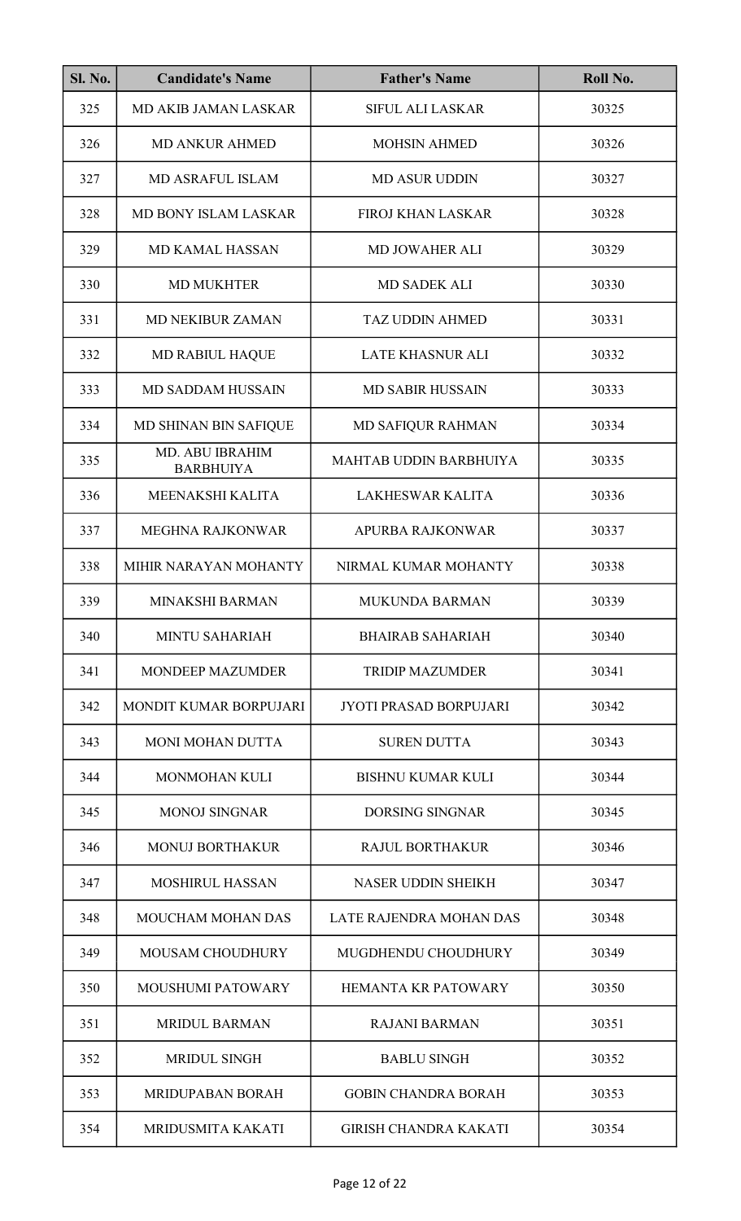| Sl. No. | Candidate's Name | Father's Name | Roll No. |
|---|---|---|---|
| 325 | MD AKIB JAMAN LASKAR | SIFUL ALI LASKAR | 30325 |
| 326 | MD ANKUR AHMED | MOHSIN AHMED | 30326 |
| 327 | MD ASRAFUL ISLAM | MD ASUR UDDIN | 30327 |
| 328 | MD BONY ISLAM LASKAR | FIROJ KHAN LASKAR | 30328 |
| 329 | MD KAMAL HASSAN | MD JOWAHER ALI | 30329 |
| 330 | MD MUKHTER | MD SADEK ALI | 30330 |
| 331 | MD NEKIBUR ZAMAN | TAZ UDDIN AHMED | 30331 |
| 332 | MD RABIUL HAQUE | LATE KHASNUR ALI | 30332 |
| 333 | MD SADDAM HUSSAIN | MD SABIR HUSSAIN | 30333 |
| 334 | MD SHINAN BIN SAFIQUE | MD SAFIQUR RAHMAN | 30334 |
| 335 | MD. ABU IBRAHIM BARBHUIYA | MAHTAB UDDIN BARBHUIYA | 30335 |
| 336 | MEENAKSHI KALITA | LAKHESWAR KALITA | 30336 |
| 337 | MEGHNA RAJKONWAR | APURBA RAJKONWAR | 30337 |
| 338 | MIHIR NARAYAN MOHANTY | NIRMAL KUMAR MOHANTY | 30338 |
| 339 | MINAKSHI BARMAN | MUKUNDA BARMAN | 30339 |
| 340 | MINTU SAHARIAH | BHAIRAB SAHARIAH | 30340 |
| 341 | MONDEEP MAZUMDER | TRIDIP MAZUMDER | 30341 |
| 342 | MONDIT KUMAR BORPUJARI | JYOTI PRASAD BORPUJARI | 30342 |
| 343 | MONI MOHAN DUTTA | SUREN DUTTA | 30343 |
| 344 | MONMOHAN KULI | BISHNU KUMAR KULI | 30344 |
| 345 | MONOJ SINGNAR | DORSING SINGNAR | 30345 |
| 346 | MONUJ BORTHAKUR | RAJUL BORTHAKUR | 30346 |
| 347 | MOSHIRUL HASSAN | NASER UDDIN SHEIKH | 30347 |
| 348 | MOUCHAM MOHAN DAS | LATE RAJENDRA MOHAN DAS | 30348 |
| 349 | MOUSAM CHOUDHURY | MUGDHENDU CHOUDHURY | 30349 |
| 350 | MOUSHUMI PATOWARY | HEMANTA KR PATOWARY | 30350 |
| 351 | MRIDUL BARMAN | RAJANI BARMAN | 30351 |
| 352 | MRIDUL SINGH | BABLU SINGH | 30352 |
| 353 | MRIDUPABAN BORAH | GOBIN CHANDRA BORAH | 30353 |
| 354 | MRIDUSMITA KAKATI | GIRISH CHANDRA KAKATI | 30354 |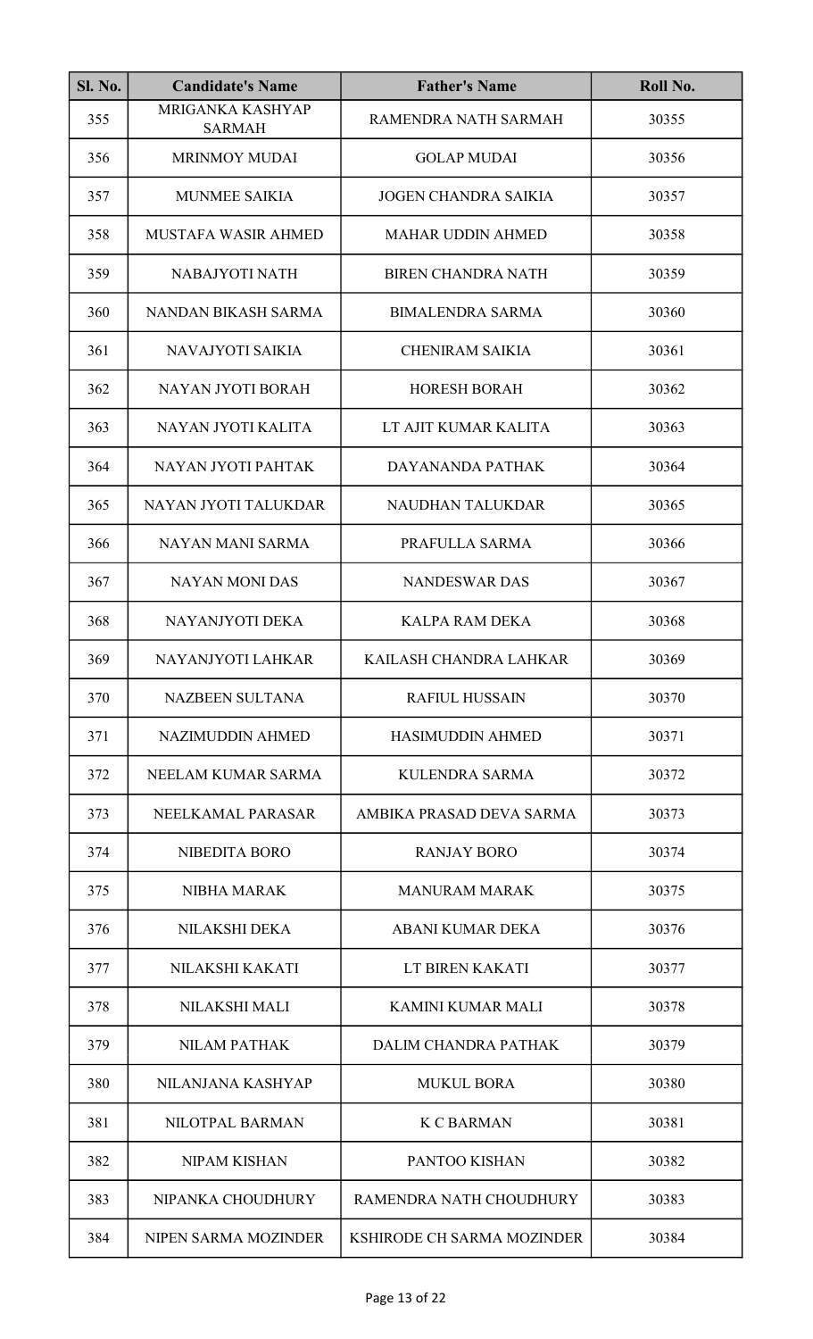| Sl. No. | Candidate's Name | Father's Name | Roll No. |
|---|---|---|---|
| 355 | MRIGANKA KASHYAP SARMAH | RAMENDRA NATH SARMAH | 30355 |
| 356 | MRINMOY MUDAI | GOLAP MUDAI | 30356 |
| 357 | MUNMEE SAIKIA | JOGEN CHANDRA SAIKIA | 30357 |
| 358 | MUSTAFA WASIR AHMED | MAHAR UDDIN AHMED | 30358 |
| 359 | NABAJYOTI NATH | BIREN CHANDRA NATH | 30359 |
| 360 | NANDAN BIKASH SARMA | BIMALENDRA SARMA | 30360 |
| 361 | NAVAJYOTI SAIKIA | CHENIRAM SAIKIA | 30361 |
| 362 | NAYAN JYOTI BORAH | HORESH BORAH | 30362 |
| 363 | NAYAN JYOTI KALITA | LT AJIT KUMAR KALITA | 30363 |
| 364 | NAYAN JYOTI PAHTAK | DAYANANDA PATHAK | 30364 |
| 365 | NAYAN JYOTI TALUKDAR | NAUDHAN TALUKDAR | 30365 |
| 366 | NAYAN MANI SARMA | PRAFULLA SARMA | 30366 |
| 367 | NAYAN MONI DAS | NANDESWAR DAS | 30367 |
| 368 | NAYANJYOTI DEKA | KALPA RAM DEKA | 30368 |
| 369 | NAYANJYOTI LAHKAR | KAILASH CHANDRA LAHKAR | 30369 |
| 370 | NAZBEEN SULTANA | RAFIUL HUSSAIN | 30370 |
| 371 | NAZIMUDDIN AHMED | HASIMUDDIN AHMED | 30371 |
| 372 | NEELAM KUMAR SARMA | KULENDRA SARMA | 30372 |
| 373 | NEELKAMAL PARASAR | AMBIKA PRASAD DEVA SARMA | 30373 |
| 374 | NIBEDITA BORO | RANJAY BORO | 30374 |
| 375 | NIBHA MARAK | MANURAM MARAK | 30375 |
| 376 | NILAKSHI DEKA | ABANI KUMAR DEKA | 30376 |
| 377 | NILAKSHI KAKATI | LT BIREN KAKATI | 30377 |
| 378 | NILAKSHI MALI | KAMINI KUMAR MALI | 30378 |
| 379 | NILAM PATHAK | DALIM CHANDRA PATHAK | 30379 |
| 380 | NILANJANA KASHYAP | MUKUL BORA | 30380 |
| 381 | NILOTPAL BARMAN | K C BARMAN | 30381 |
| 382 | NIPAM KISHAN | PANTOO KISHAN | 30382 |
| 383 | NIPANKA CHOUDHURY | RAMENDRA NATH CHOUDHURY | 30383 |
| 384 | NIPEN SARMA MOZINDER | KSHIRODE CH SARMA MOZINDER | 30384 |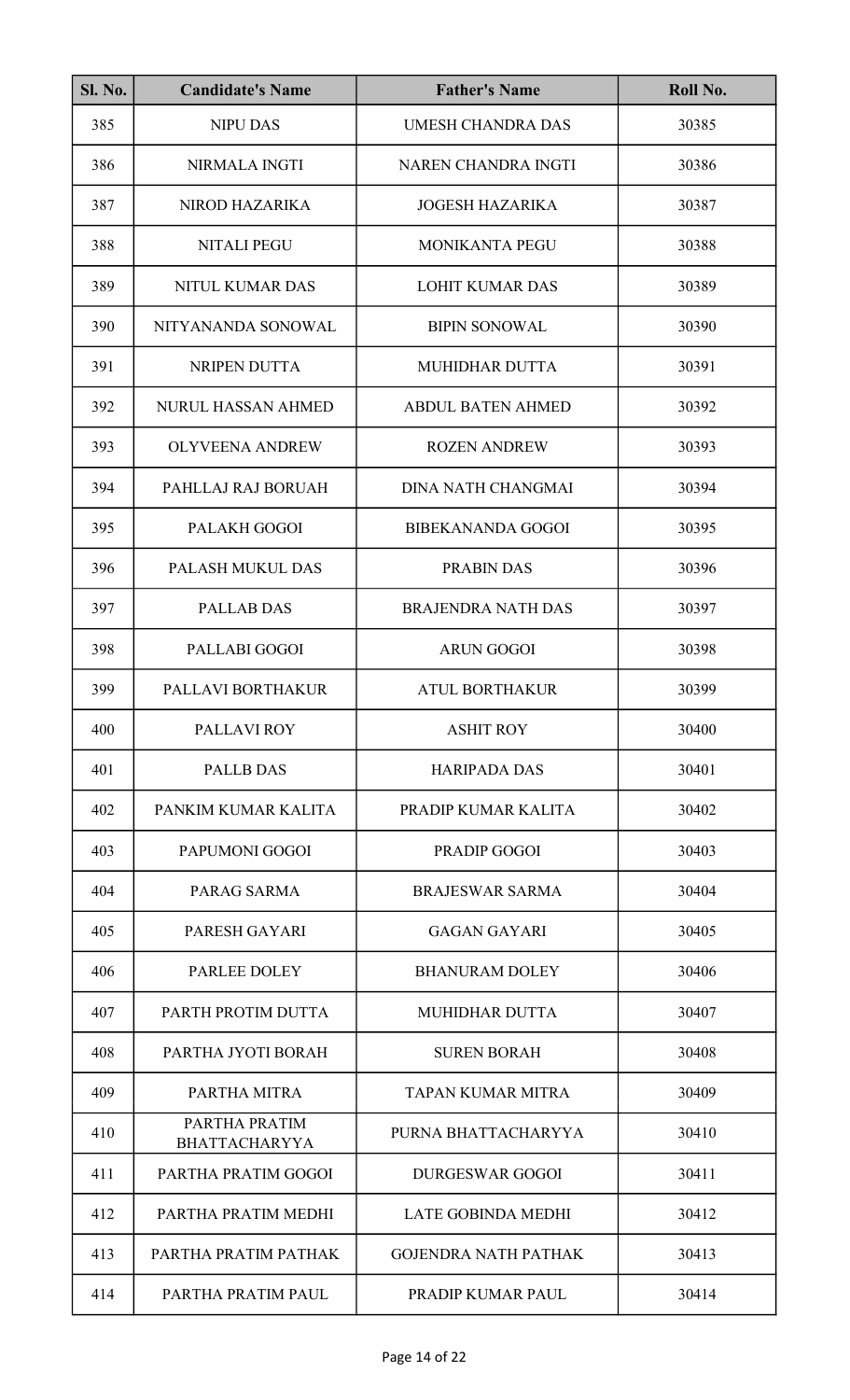| Sl. No. | Candidate's Name | Father's Name | Roll No. |
|---|---|---|---|
| 385 | NIPU DAS | UMESH CHANDRA DAS | 30385 |
| 386 | NIRMALA INGTI | NAREN CHANDRA INGTI | 30386 |
| 387 | NIROD HAZARIKA | JOGESH HAZARIKA | 30387 |
| 388 | NITALI PEGU | MONIKANTA PEGU | 30388 |
| 389 | NITUL KUMAR DAS | LOHIT KUMAR DAS | 30389 |
| 390 | NITYANANDA SONOWAL | BIPIN SONOWAL | 30390 |
| 391 | NRIPEN DUTTA | MUHIDHAR DUTTA | 30391 |
| 392 | NURUL HASSAN AHMED | ABDUL BATEN AHMED | 30392 |
| 393 | OLYVEENA ANDREW | ROZEN ANDREW | 30393 |
| 394 | PAHLLAJ RAJ BORUAH | DINA NATH CHANGMAI | 30394 |
| 395 | PALAKH GOGOI | BIBEKANANDA GOGOI | 30395 |
| 396 | PALASH MUKUL DAS | PRABIN DAS | 30396 |
| 397 | PALLAB DAS | BRAJENDRA NATH DAS | 30397 |
| 398 | PALLABI GOGOI | ARUN GOGOI | 30398 |
| 399 | PALLAVI BORTHAKUR | ATUL BORTHAKUR | 30399 |
| 400 | PALLAVI ROY | ASHIT ROY | 30400 |
| 401 | PALLB DAS | HARIPADA DAS | 30401 |
| 402 | PANKIM KUMAR KALITA | PRADIP KUMAR KALITA | 30402 |
| 403 | PAPUMONI GOGOI | PRADIP GOGOI | 30403 |
| 404 | PARAG SARMA | BRAJESWAR SARMA | 30404 |
| 405 | PARESH GAYARI | GAGAN GAYARI | 30405 |
| 406 | PARLEE DOLEY | BHANURAM DOLEY | 30406 |
| 407 | PARTH PROTIM DUTTA | MUHIDHAR DUTTA | 30407 |
| 408 | PARTHA JYOTI BORAH | SUREN BORAH | 30408 |
| 409 | PARTHA MITRA | TAPAN KUMAR MITRA | 30409 |
| 410 | PARTHA PRATIM BHATTACHARYYA | PURNA BHATTACHARYYA | 30410 |
| 411 | PARTHA PRATIM GOGOI | DURGESWAR GOGOI | 30411 |
| 412 | PARTHA PRATIM MEDHI | LATE GOBINDA MEDHI | 30412 |
| 413 | PARTHA PRATIM PATHAK | GOJENDRA NATH PATHAK | 30413 |
| 414 | PARTHA PRATIM PAUL | PRADIP KUMAR PAUL | 30414 |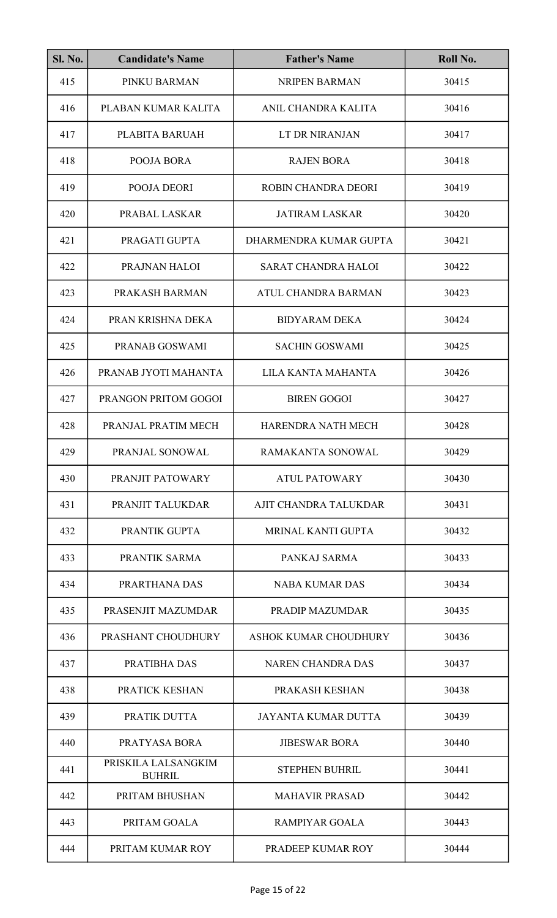| Sl. No. | Candidate's Name | Father's Name | Roll No. |
|---|---|---|---|
| 415 | PINKU BARMAN | NRIPEN BARMAN | 30415 |
| 416 | PLABAN KUMAR KALITA | ANIL CHANDRA KALITA | 30416 |
| 417 | PLABITA BARUAH | LT DR NIRANJAN | 30417 |
| 418 | POOJA BORA | RAJEN BORA | 30418 |
| 419 | POOJA DEORI | ROBIN CHANDRA DEORI | 30419 |
| 420 | PRABAL LASKAR | JATIRAM LASKAR | 30420 |
| 421 | PRAGATI GUPTA | DHARMENDRA KUMAR GUPTA | 30421 |
| 422 | PRAJNAN HALOI | SARAT CHANDRA HALOI | 30422 |
| 423 | PRAKASH BARMAN | ATUL CHANDRA BARMAN | 30423 |
| 424 | PRAN KRISHNA DEKA | BIDYARAM DEKA | 30424 |
| 425 | PRANAB GOSWAMI | SACHIN GOSWAMI | 30425 |
| 426 | PRANAB JYOTI MAHANTA | LILA KANTA MAHANTA | 30426 |
| 427 | PRANGON PRITOM GOGOI | BIREN GOGOI | 30427 |
| 428 | PRANJAL PRATIM MECH | HARENDRA NATH MECH | 30428 |
| 429 | PRANJAL SONOWAL | RAMAKANTA SONOWAL | 30429 |
| 430 | PRANJIT PATOWARY | ATUL PATOWARY | 30430 |
| 431 | PRANJIT TALUKDAR | AJIT CHANDRA TALUKDAR | 30431 |
| 432 | PRANTIK GUPTA | MRINAL KANTI GUPTA | 30432 |
| 433 | PRANTIK SARMA | PANKAJ SARMA | 30433 |
| 434 | PRARTHANA DAS | NABA KUMAR DAS | 30434 |
| 435 | PRASENJIT MAZUMDAR | PRADIP MAZUMDAR | 30435 |
| 436 | PRASHANT CHOUDHURY | ASHOK KUMAR CHOUDHURY | 30436 |
| 437 | PRATIBHA DAS | NAREN CHANDRA DAS | 30437 |
| 438 | PRATICK KESHAN | PRAKASH KESHAN | 30438 |
| 439 | PRATIK DUTTA | JAYANTA KUMAR DUTTA | 30439 |
| 440 | PRATYASA BORA | JIBESWAR BORA | 30440 |
| 441 | PRISKILA LALSANGKIM BUHRIL | STEPHEN BUHRIL | 30441 |
| 442 | PRITAM BHUSHAN | MAHAVIR PRASAD | 30442 |
| 443 | PRITAM GOALA | RAMPIYAR GOALA | 30443 |
| 444 | PRITAM KUMAR ROY | PRADEEP KUMAR ROY | 30444 |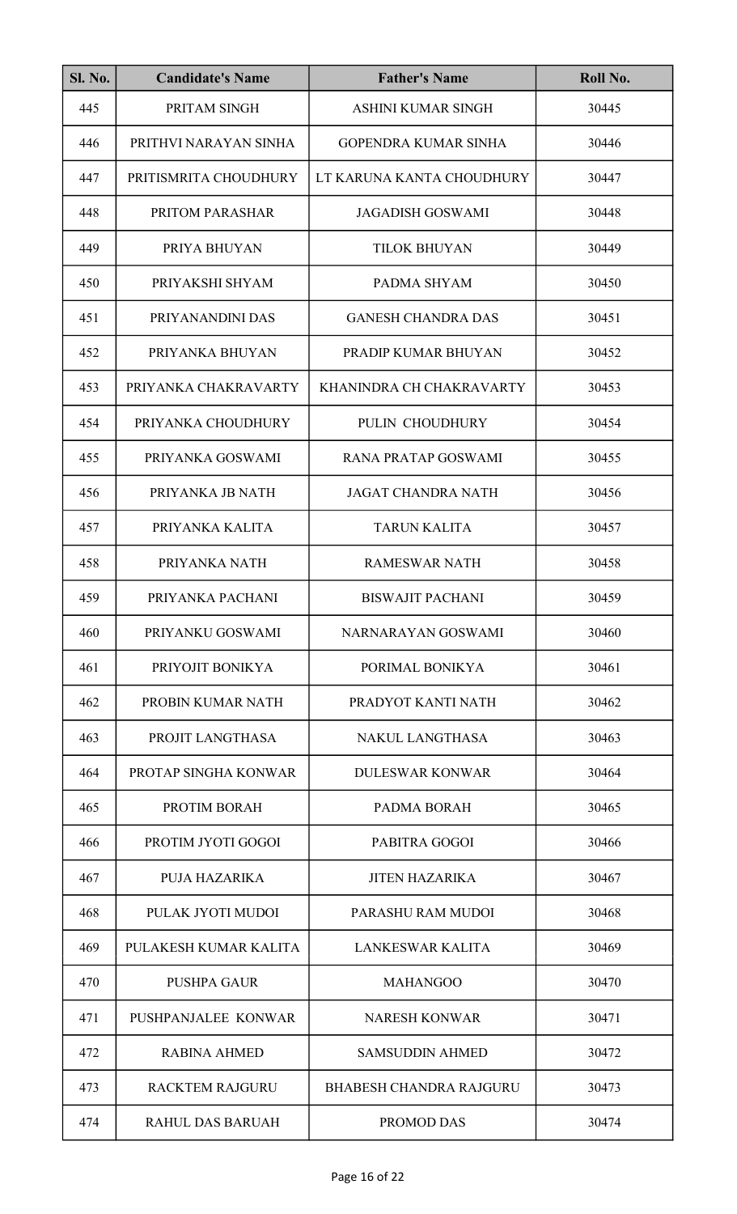| Sl. No. | Candidate's Name | Father's Name | Roll No. |
|---|---|---|---|
| 445 | PRITAM SINGH | ASHINI KUMAR SINGH | 30445 |
| 446 | PRITHVI NARAYAN SINHA | GOPENDRA KUMAR SINHA | 30446 |
| 447 | PRITISMRITA CHOUDHURY | LT KARUNA KANTA CHOUDHURY | 30447 |
| 448 | PRITOM PARASHAR | JAGADISH GOSWAMI | 30448 |
| 449 | PRIYA BHUYAN | TILOK BHUYAN | 30449 |
| 450 | PRIYAKSHI SHYAM | PADMA SHYAM | 30450 |
| 451 | PRIYANANDINI DAS | GANESH CHANDRA DAS | 30451 |
| 452 | PRIYANKA BHUYAN | PRADIP KUMAR BHUYAN | 30452 |
| 453 | PRIYANKA CHAKRAVARTY | KHANINDRA CH CHAKRAVARTY | 30453 |
| 454 | PRIYANKA CHOUDHURY | PULIN CHOUDHURY | 30454 |
| 455 | PRIYANKA GOSWAMI | RANA PRATAP GOSWAMI | 30455 |
| 456 | PRIYANKA JB NATH | JAGAT CHANDRA NATH | 30456 |
| 457 | PRIYANKA KALITA | TARUN KALITA | 30457 |
| 458 | PRIYANKA NATH | RAMESWAR NATH | 30458 |
| 459 | PRIYANKA PACHANI | BISWAJIT PACHANI | 30459 |
| 460 | PRIYANKU GOSWAMI | NARNARAYAN GOSWAMI | 30460 |
| 461 | PRIYOJIT BONIKYA | PORIMAL BONIKYA | 30461 |
| 462 | PROBIN KUMAR NATH | PRADYOT KANTI NATH | 30462 |
| 463 | PROJIT LANGTHASA | NAKUL LANGTHASA | 30463 |
| 464 | PROTAP SINGHA KONWAR | DULESWAR KONWAR | 30464 |
| 465 | PROTIM BORAH | PADMA BORAH | 30465 |
| 466 | PROTIM JYOTI GOGOI | PABITRA GOGOI | 30466 |
| 467 | PUJA HAZARIKA | JITEN HAZARIKA | 30467 |
| 468 | PULAK JYOTI MUDOI | PARASHU RAM MUDOI | 30468 |
| 469 | PULAKESH KUMAR KALITA | LANKESWAR KALITA | 30469 |
| 470 | PUSHPA GAUR | MAHANGOO | 30470 |
| 471 | PUSHPANJALEE KONWAR | NARESH KONWAR | 30471 |
| 472 | RABINA AHMED | SAMSUDDIN AHMED | 30472 |
| 473 | RACKTEM RAJGURU | BHABESH CHANDRA RAJGURU | 30473 |
| 474 | RAHUL DAS BARUAH | PROMOD DAS | 30474 |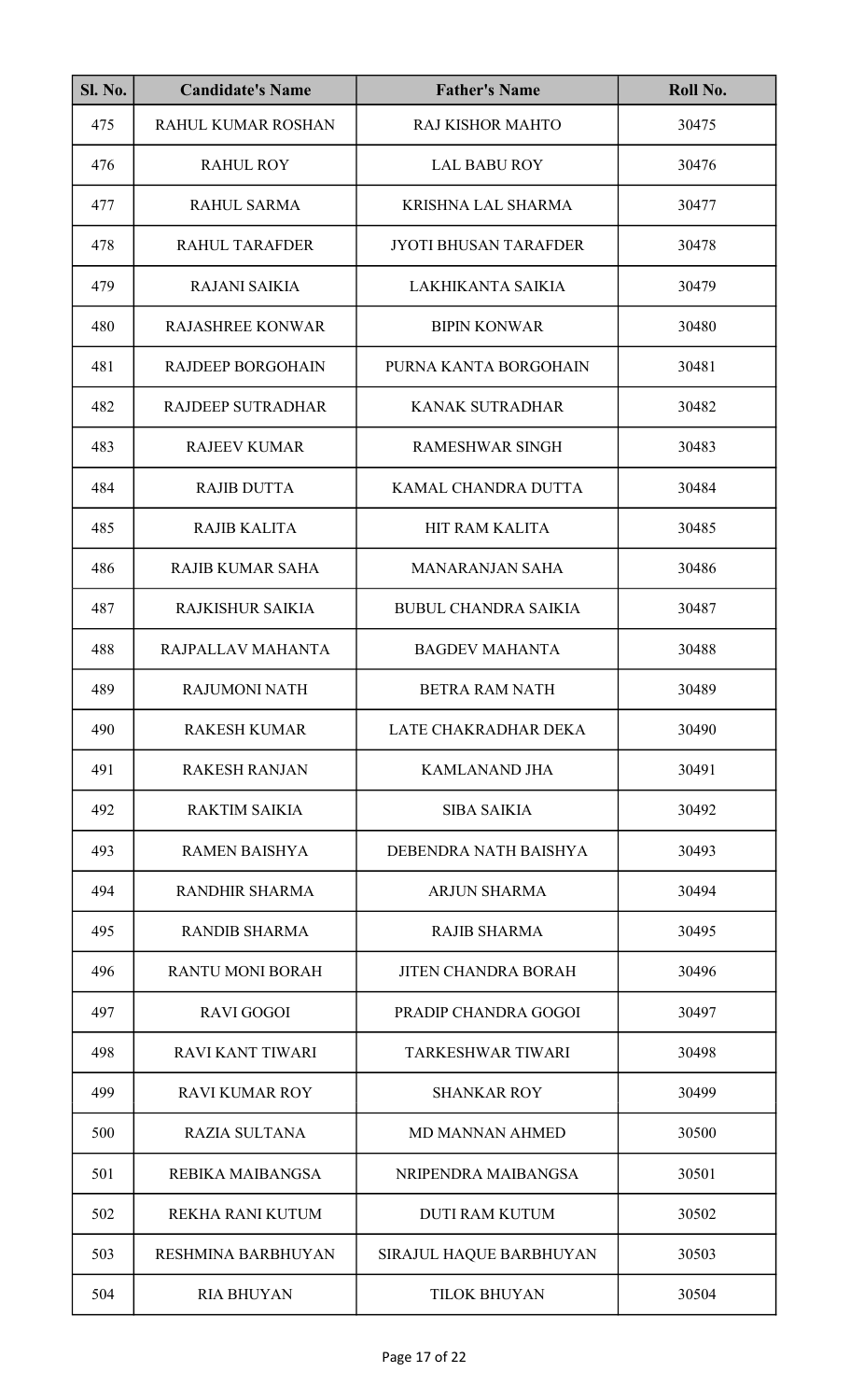| Sl. No. | Candidate's Name | Father's Name | Roll No. |
|---|---|---|---|
| 475 | RAHUL KUMAR ROSHAN | RAJ KISHOR MAHTO | 30475 |
| 476 | RAHUL ROY | LAL BABU ROY | 30476 |
| 477 | RAHUL SARMA | KRISHNA LAL SHARMA | 30477 |
| 478 | RAHUL TARAFDER | JYOTI BHUSAN TARAFDER | 30478 |
| 479 | RAJANI SAIKIA | LAKHIKANTA SAIKIA | 30479 |
| 480 | RAJASHREE KONWAR | BIPIN KONWAR | 30480 |
| 481 | RAJDEEP BORGOHAIN | PURNA KANTA BORGOHAIN | 30481 |
| 482 | RAJDEEP SUTRADHAR | KANAK SUTRADHAR | 30482 |
| 483 | RAJEEV KUMAR | RAMESHWAR SINGH | 30483 |
| 484 | RAJIB DUTTA | KAMAL CHANDRA DUTTA | 30484 |
| 485 | RAJIB KALITA | HIT RAM KALITA | 30485 |
| 486 | RAJIB KUMAR SAHA | MANARANJAN SAHA | 30486 |
| 487 | RAJKISHUR SAIKIA | BUBUL CHANDRA SAIKIA | 30487 |
| 488 | RAJPALLAV MAHANTA | BAGDEV MAHANTA | 30488 |
| 489 | RAJUMONI NATH | BETRA RAM NATH | 30489 |
| 490 | RAKESH KUMAR | LATE CHAKRADHAR DEKA | 30490 |
| 491 | RAKESH RANJAN | KAMLANAND JHA | 30491 |
| 492 | RAKTIM SAIKIA | SIBA SAIKIA | 30492 |
| 493 | RAMEN BAISHYA | DEBENDRA NATH BAISHYA | 30493 |
| 494 | RANDHIR SHARMA | ARJUN SHARMA | 30494 |
| 495 | RANDIB SHARMA | RAJIB SHARMA | 30495 |
| 496 | RANTU MONI BORAH | JITEN CHANDRA BORAH | 30496 |
| 497 | RAVI GOGOI | PRADIP CHANDRA GOGOI | 30497 |
| 498 | RAVI KANT TIWARI | TARKESHWAR TIWARI | 30498 |
| 499 | RAVI KUMAR ROY | SHANKAR ROY | 30499 |
| 500 | RAZIA SULTANA | MD MANNAN AHMED | 30500 |
| 501 | REBIKA MAIBANGSA | NRIPENDRA MAIBANGSA | 30501 |
| 502 | REKHA RANI KUTUM | DUTI RAM KUTUM | 30502 |
| 503 | RESHMINA BARBHUYAN | SIRAJUL HAQUE BARBHUYAN | 30503 |
| 504 | RIA BHUYAN | TILOK BHUYAN | 30504 |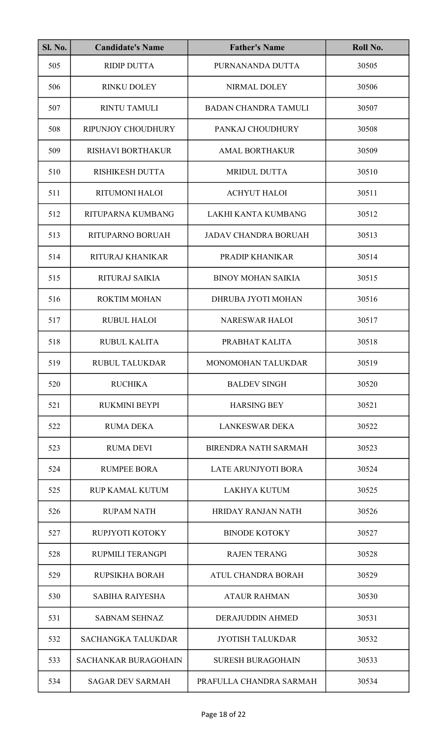| Sl. No. | Candidate's Name | Father's Name | Roll No. |
|---|---|---|---|
| 505 | RIDIP DUTTA | PURNANANDA DUTTA | 30505 |
| 506 | RINKU DOLEY | NIRMAL DOLEY | 30506 |
| 507 | RINTU TAMULI | BADAN CHANDRA TAMULI | 30507 |
| 508 | RIPUNJOY CHOUDHURY | PANKAJ CHOUDHURY | 30508 |
| 509 | RISHAVI BORTHAKUR | AMAL BORTHAKUR | 30509 |
| 510 | RISHIKESH DUTTA | MRIDUL DUTTA | 30510 |
| 511 | RITUMONI HALOI | ACHYUT HALOI | 30511 |
| 512 | RITUPARNA KUMBANG | LAKHI KANTA KUMBANG | 30512 |
| 513 | RITUPARNO BORUAH | JADAV CHANDRA BORUAH | 30513 |
| 514 | RITURAJ KHANIKAR | PRADIP KHANIKAR | 30514 |
| 515 | RITURAJ SAIKIA | BINOY MOHAN SAIKIA | 30515 |
| 516 | ROKTIM MOHAN | DHRUBA JYOTI MOHAN | 30516 |
| 517 | RUBUL HALOI | NARESWAR HALOI | 30517 |
| 518 | RUBUL KALITA | PRABHAT KALITA | 30518 |
| 519 | RUBUL TALUKDAR | MONOMOHAN TALUKDAR | 30519 |
| 520 | RUCHIKA | BALDEV SINGH | 30520 |
| 521 | RUKMINI BEYPI | HARSING BEY | 30521 |
| 522 | RUMA DEKA | LANKESWAR DEKA | 30522 |
| 523 | RUMA DEVI | BIRENDRA NATH SARMAH | 30523 |
| 524 | RUMPEE BORA | LATE ARUNJYOTI BORA | 30524 |
| 525 | RUP KAMAL KUTUM | LAKHYA KUTUM | 30525 |
| 526 | RUPAM NATH | HRIDAY RANJAN NATH | 30526 |
| 527 | RUPJYOTI KOTOKY | BINODE KOTOKY | 30527 |
| 528 | RUPMILI TERANGPI | RAJEN TERANG | 30528 |
| 529 | RUPSIKHA BORAH | ATUL CHANDRA BORAH | 30529 |
| 530 | SABIHA RAIYESHA | ATAUR RAHMAN | 30530 |
| 531 | SABNAM SEHNAZ | DERAJUDDIN AHMED | 30531 |
| 532 | SACHANGKA TALUKDAR | JYOTISH TALUKDAR | 30532 |
| 533 | SACHANKAR BURAGOHAIN | SURESH BURAGOHAIN | 30533 |
| 534 | SAGAR DEV SARMAH | PRAFULLA CHANDRA SARMAH | 30534 |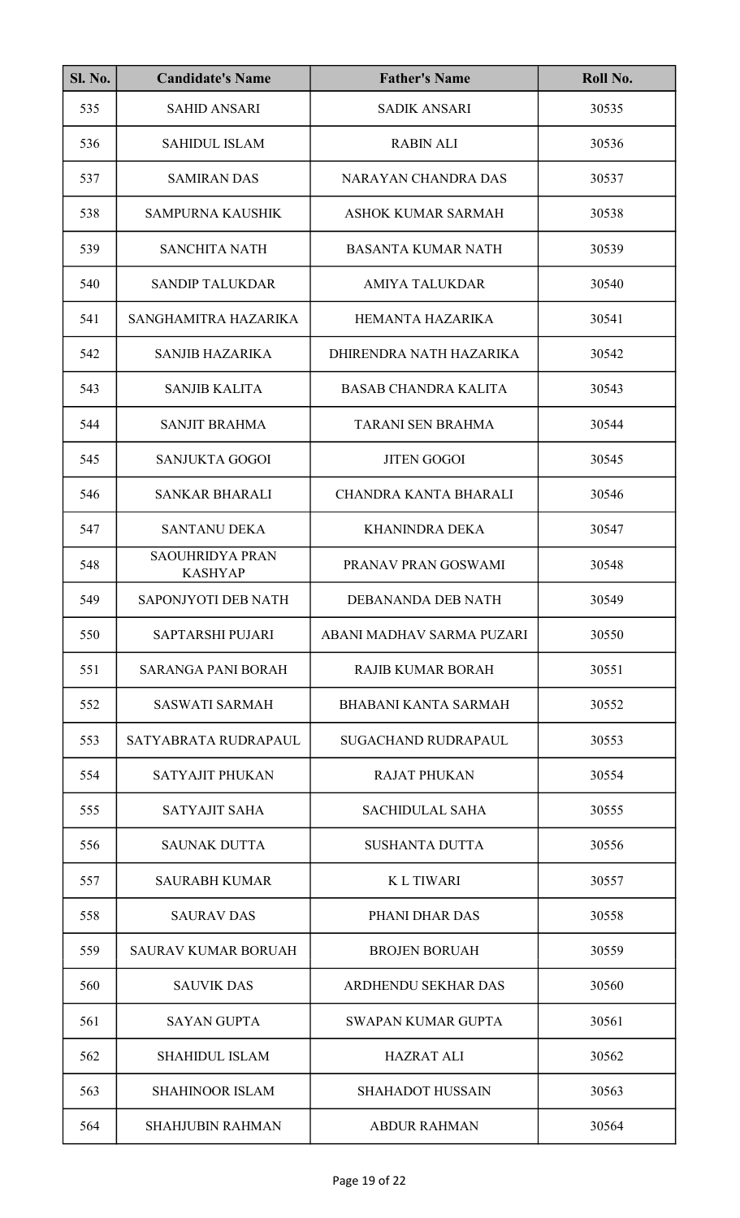| Sl. No. | Candidate's Name | Father's Name | Roll No. |
|---|---|---|---|
| 535 | SAHID ANSARI | SADIK ANSARI | 30535 |
| 536 | SAHIDUL ISLAM | RABIN ALI | 30536 |
| 537 | SAMIRAN DAS | NARAYAN CHANDRA DAS | 30537 |
| 538 | SAMPURNA KAUSHIK | ASHOK KUMAR SARMAH | 30538 |
| 539 | SANCHITA NATH | BASANTA KUMAR NATH | 30539 |
| 540 | SANDIP TALUKDAR | AMIYA TALUKDAR | 30540 |
| 541 | SANGHAMITRA HAZARIKA | HEMANTA HAZARIKA | 30541 |
| 542 | SANJIB HAZARIKA | DHIRENDRA NATH HAZARIKA | 30542 |
| 543 | SANJIB KALITA | BASAB CHANDRA KALITA | 30543 |
| 544 | SANJIT BRAHMA | TARANI SEN BRAHMA | 30544 |
| 545 | SANJUKTA GOGOI | JITEN GOGOI | 30545 |
| 546 | SANKAR BHARALI | CHANDRA KANTA BHARALI | 30546 |
| 547 | SANTANU DEKA | KHANINDRA DEKA | 30547 |
| 548 | SAOUHRIDYA PRAN KASHYAP | PRANAV PRAN GOSWAMI | 30548 |
| 549 | SAPONJYOTI DEB NATH | DEBANANDA DEB NATH | 30549 |
| 550 | SAPTARSHI PUJARI | ABANI MADHAV SARMA PUZARI | 30550 |
| 551 | SARANGA PANI BORAH | RAJIB KUMAR BORAH | 30551 |
| 552 | SASWATI SARMAH | BHABANI KANTA SARMAH | 30552 |
| 553 | SATYABRATA RUDRAPAUL | SUGACHAND RUDRAPAUL | 30553 |
| 554 | SATYAJIT PHUKAN | RAJAT PHUKAN | 30554 |
| 555 | SATYAJIT SAHA | SACHIDULAL SAHA | 30555 |
| 556 | SAUNAK DUTTA | SUSHANTA DUTTA | 30556 |
| 557 | SAURABH KUMAR | K L TIWARI | 30557 |
| 558 | SAURAV DAS | PHANI DHAR DAS | 30558 |
| 559 | SAURAV KUMAR BORUAH | BROJEN BORUAH | 30559 |
| 560 | SAUVIK DAS | ARDHENDU SEKHAR DAS | 30560 |
| 561 | SAYAN GUPTA | SWAPAN KUMAR GUPTA | 30561 |
| 562 | SHAHIDUL ISLAM | HAZRAT ALI | 30562 |
| 563 | SHAHINOOR ISLAM | SHAHADOT HUSSAIN | 30563 |
| 564 | SHAHJUBIN RAHMAN | ABDUR RAHMAN | 30564 |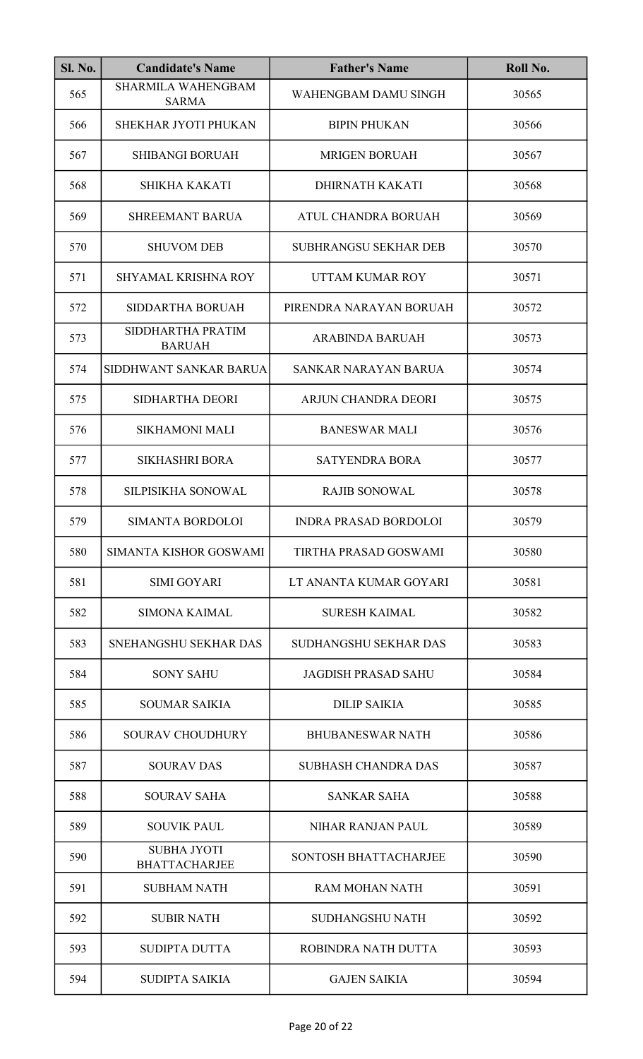| Sl. No. | Candidate's Name | Father's Name | Roll No. |
|---|---|---|---|
| 565 | SHARMILA WAHENGBAM SARMA | WAHENGBAM DAMU SINGH | 30565 |
| 566 | SHEKHAR JYOTI PHUKAN | BIPIN PHUKAN | 30566 |
| 567 | SHIBANGI BORUAH | MRIGEN BORUAH | 30567 |
| 568 | SHIKHA KAKATI | DHIRNATH KAKATI | 30568 |
| 569 | SHREEMANT BARUA | ATUL CHANDRA BORUAH | 30569 |
| 570 | SHUVOM DEB | SUBHRANGSU SEKHAR DEB | 30570 |
| 571 | SHYAMAL KRISHNA ROY | UTTAM KUMAR ROY | 30571 |
| 572 | SIDDARTHA BORUAH | PIRENDRA NARAYAN BORUAH | 30572 |
| 573 | SIDDHARTHA PRATIM BARUAH | ARABINDA BARUAH | 30573 |
| 574 | SIDDHWANT SANKAR BARUA | SANKAR NARAYAN BARUA | 30574 |
| 575 | SIDHARTHA DEORI | ARJUN CHANDRA DEORI | 30575 |
| 576 | SIKHAMONI MALI | BANESWAR MALI | 30576 |
| 577 | SIKHASHRI BORA | SATYENDRA BORA | 30577 |
| 578 | SILPISIKHA SONOWAL | RAJIB SONOWAL | 30578 |
| 579 | SIMANTA BORDOLOI | INDRA PRASAD BORDOLOI | 30579 |
| 580 | SIMANTA KISHOR GOSWAMI | TIRTHA PRASAD GOSWAMI | 30580 |
| 581 | SIMI GOYARI | LT ANANTA KUMAR GOYARI | 30581 |
| 582 | SIMONA KAIMAL | SURESH KAIMAL | 30582 |
| 583 | SNEHANGSHU SEKHAR DAS | SUDHANGSHU SEKHAR DAS | 30583 |
| 584 | SONY SAHU | JAGDISH PRASAD SAHU | 30584 |
| 585 | SOUMAR SAIKIA | DILIP SAIKIA | 30585 |
| 586 | SOURAV CHOUDHURY | BHUBANESWAR NATH | 30586 |
| 587 | SOURAV DAS | SUBHASH CHANDRA DAS | 30587 |
| 588 | SOURAV SAHA | SANKAR SAHA | 30588 |
| 589 | SOUVIK PAUL | NIHAR RANJAN PAUL | 30589 |
| 590 | SUBHA JYOTI BHATTACHARJEE | SONTOSH BHATTACHARJEE | 30590 |
| 591 | SUBHAM NATH | RAM MOHAN NATH | 30591 |
| 592 | SUBIR NATH | SUDHANGSHU NATH | 30592 |
| 593 | SUDIPTA DUTTA | ROBINDRA NATH DUTTA | 30593 |
| 594 | SUDIPTA SAIKIA | GAJEN SAIKIA | 30594 |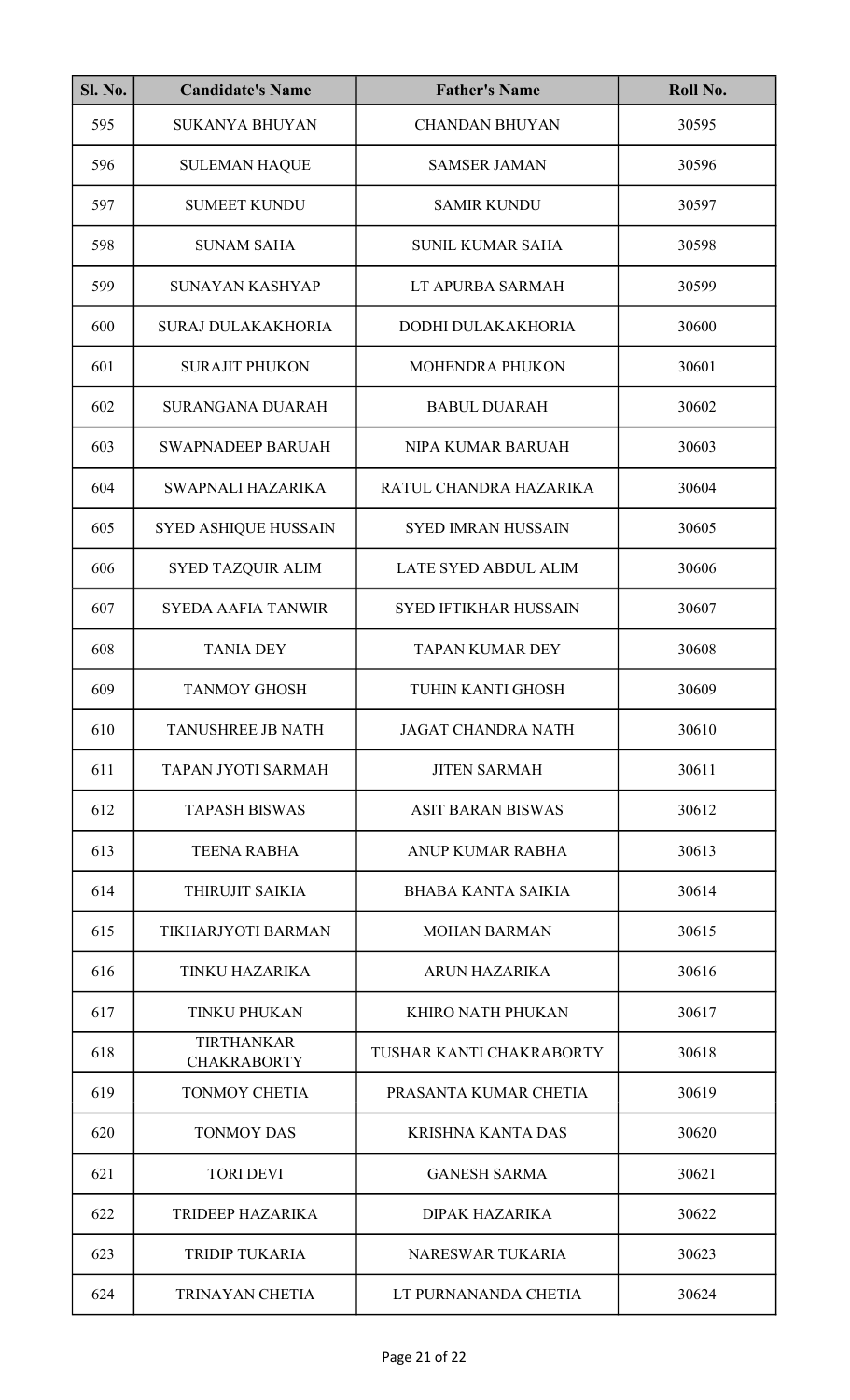| Sl. No. | Candidate's Name | Father's Name | Roll No. |
|---|---|---|---|
| 595 | SUKANYA BHUYAN | CHANDAN BHUYAN | 30595 |
| 596 | SULEMAN HAQUE | SAMSER JAMAN | 30596 |
| 597 | SUMEET KUNDU | SAMIR KUNDU | 30597 |
| 598 | SUNAM SAHA | SUNIL KUMAR SAHA | 30598 |
| 599 | SUNAYAN KASHYAP | LT APURBA SARMAH | 30599 |
| 600 | SURAJ DULAKAKHORIA | DODHI DULAKAKHORIA | 30600 |
| 601 | SURAJIT PHUKON | MOHENDRA PHUKON | 30601 |
| 602 | SURANGANA DUARAH | BABUL DUARAH | 30602 |
| 603 | SWAPNADEEP BARUAH | NIPA KUMAR BARUAH | 30603 |
| 604 | SWAPNALI HAZARIKA | RATUL CHANDRA HAZARIKA | 30604 |
| 605 | SYED ASHIQUE HUSSAIN | SYED IMRAN HUSSAIN | 30605 |
| 606 | SYED TAZQUIR ALIM | LATE SYED ABDUL ALIM | 30606 |
| 607 | SYEDA AAFIA TANWIR | SYED IFTIKHAR HUSSAIN | 30607 |
| 608 | TANIA DEY | TAPAN KUMAR DEY | 30608 |
| 609 | TANMOY GHOSH | TUHIN KANTI GHOSH | 30609 |
| 610 | TANUSHREE JB NATH | JAGAT CHANDRA NATH | 30610 |
| 611 | TAPAN JYOTI SARMAH | JITEN SARMAH | 30611 |
| 612 | TAPASH BISWAS | ASIT BARAN BISWAS | 30612 |
| 613 | TEENA RABHA | ANUP KUMAR RABHA | 30613 |
| 614 | THIRUJIT SAIKIA | BHABA KANTA SAIKIA | 30614 |
| 615 | TIKHARJYOTI BARMAN | MOHAN BARMAN | 30615 |
| 616 | TINKU HAZARIKA | ARUN HAZARIKA | 30616 |
| 617 | TINKU PHUKAN | KHIRO NATH PHUKAN | 30617 |
| 618 | TIRTHANKAR CHAKRABORTY | TUSHAR KANTI CHAKRABORTY | 30618 |
| 619 | TONMOY CHETIA | PRASANTA KUMAR CHETIA | 30619 |
| 620 | TONMOY DAS | KRISHNA KANTA DAS | 30620 |
| 621 | TORI DEVI | GANESH SARMA | 30621 |
| 622 | TRIDEEP HAZARIKA | DIPAK HAZARIKA | 30622 |
| 623 | TRIDIP TUKARIA | NARESWAR TUKARIA | 30623 |
| 624 | TRINAYAN CHETIA | LT PURNANANDA CHETIA | 30624 |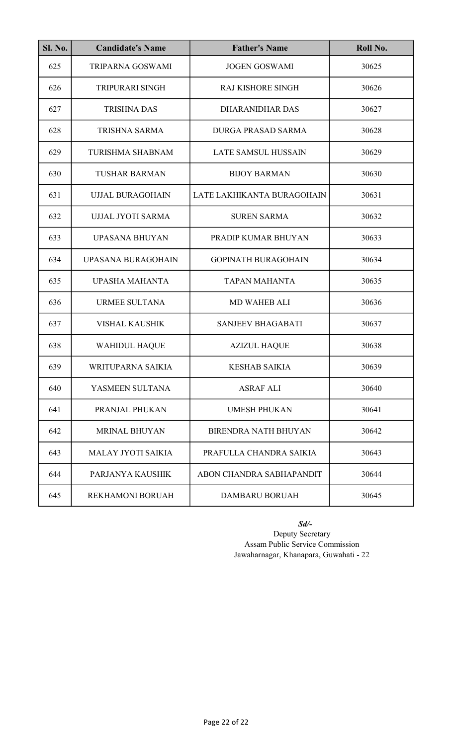| Sl. No. | Candidate's Name | Father's Name | Roll No. |
| --- | --- | --- | --- |
| 625 | TRIPARNA GOSWAMI | JOGEN GOSWAMI | 30625 |
| 626 | TRIPURARI SINGH | RAJ KISHORE SINGH | 30626 |
| 627 | TRISHNA DAS | DHARANIDHAR DAS | 30627 |
| 628 | TRISHNA SARMA | DURGA PRASAD SARMA | 30628 |
| 629 | TURISHMA SHABNAM | LATE SAMSUL HUSSAIN | 30629 |
| 630 | TUSHAR BARMAN | BIJOY BARMAN | 30630 |
| 631 | UJJAL BURAGOHAIN | LATE LAKHIKANTA BURAGOHAIN | 30631 |
| 632 | UJJAL JYOTI SARMA | SUREN SARMA | 30632 |
| 633 | UPASANA BHUYAN | PRADIP KUMAR BHUYAN | 30633 |
| 634 | UPASANA BURAGOHAIN | GOPINATH BURAGOHAIN | 30634 |
| 635 | UPASHA MAHANTA | TAPAN MAHANTA | 30635 |
| 636 | URMEE SULTANA | MD WAHEB ALI | 30636 |
| 637 | VISHAL KAUSHIK | SANJEEV BHAGABATI | 30637 |
| 638 | WAHIDUL HAQUE | AZIZUL HAQUE | 30638 |
| 639 | WRITUPARNA SAIKIA | KESHAB SAIKIA | 30639 |
| 640 | YASMEEN SULTANA | ASRAF ALI | 30640 |
| 641 | PRANJAL PHUKAN | UMESH PHUKAN | 30641 |
| 642 | MRINAL BHUYAN | BIRENDRA NATH BHUYAN | 30642 |
| 643 | MALAY JYOTI SAIKIA | PRAFULLA CHANDRA SAIKIA | 30643 |
| 644 | PARJANYA KAUSHIK | ABON CHANDRA SABHAPANDIT | 30644 |
| 645 | REKHAMONI BORUAH | DAMBARU BORUAH | 30645 |

***Sd/-***
Deputy Secretary
Assam Public Service Commission
Jawaharnagar, Khanapara, Guwahati - 22